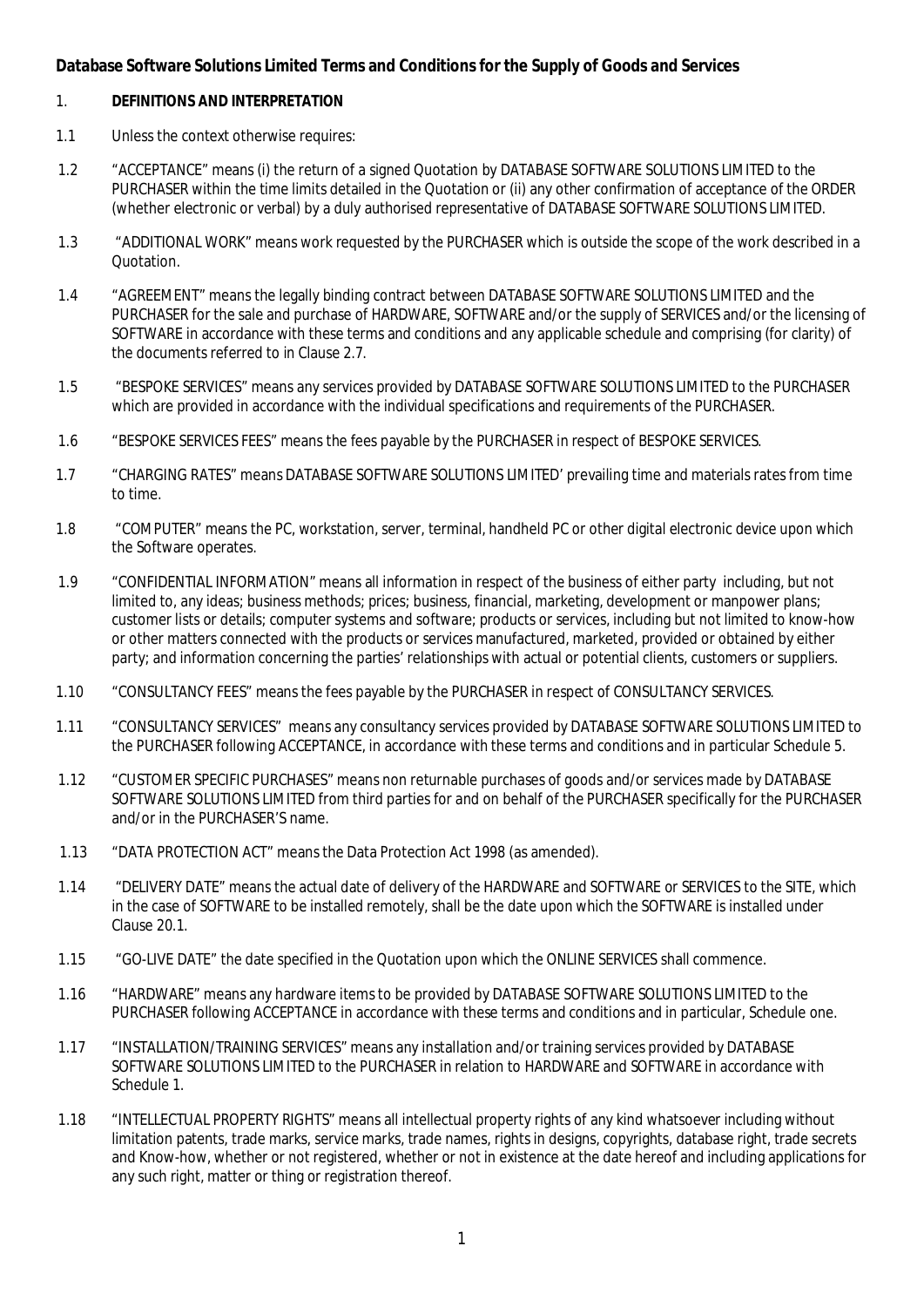**Database Software Solutions Limited Terms and Conditions for the Supply of Goods and Services**

1. **DEFINITIONS AND INTERPRETATION**

1.1 Unless the context otherwise requires:

1.2 "ACCEPTANCE" means (i) the return of a signed Quotation by DATABASE SOFTWARE SOLUTIONS LIMITED to the PURCHASER within the time limits detailed in the Quotation or (ii) any other confirmation of acceptance of the ORDER (whether electronic or verbal) by a duly authorised representative of DATABASE SOFTWARE SOLUTIONS LIMITED.

1.3 "ADDITIONAL WORK" means work requested by the PURCHASER which is outside the scope of the work described in a Quotation.

1.4 "AGREEMENT" means the legally binding contract between DATABASE SOFTWARE SOLUTIONS LIMITED and the PURCHASER for the sale and purchase of HARDWARE, SOFTWARE and/or the supply of SERVICES and/or the licensing of SOFTWARE in accordance with these terms and conditions and any applicable schedule and comprising (for clarity) of the documents referred to in Clause 2.7.

1.5 "BESPOKE SERVICES" means any services provided by DATABASE SOFTWARE SOLUTIONS LIMITED to the PURCHASER which are provided in accordance with the individual specifications and requirements of the PURCHASER.

1.6 "BESPOKE SERVICES FEES" means the fees payable by the PURCHASER in respect of BESPOKE SERVICES.

1.7 "CHARGING RATES" means DATABASE SOFTWARE SOLUTIONS LIMITED' prevailing time and materials rates from time to time.

1.8 "COMPUTER" means the PC, workstation, server, terminal, handheld PC or other digital electronic device upon which the Software operates.

1.9 "CONFIDENTIAL INFORMATION" means all information in respect of the business of either party including, but not limited to, any ideas; business methods; prices; business, financial, marketing, development or manpower plans; customer lists or details; computer systems and software; products or services, including but not limited to know-how or other matters connected with the products or services manufactured, marketed, provided or obtained by either party; and information concerning the parties' relationships with actual or potential clients, customers or suppliers.

1.10 "CONSULTANCY FEES" means the fees payable by the PURCHASER in respect of CONSULTANCY SERVICES.

1.11 "CONSULTANCY SERVICES" means any consultancy services provided by DATABASE SOFTWARE SOLUTIONS LIMITED to the PURCHASER following ACCEPTANCE, in accordance with these terms and conditions and in particular Schedule 5.

1.12 "CUSTOMER SPECIFIC PURCHASES" means non returnable purchases of goods and/or services made by DATABASE SOFTWARE SOLUTIONS LIMITED from third parties for and on behalf of the PURCHASER specifically for the PURCHASER and/or in the PURCHASER'S name.

1.13 "DATA PROTECTION ACT" means the Data Protection Act 1998 (as amended).

1.14 "DELIVERY DATE" means the actual date of delivery of the HARDWARE and SOFTWARE or SERVICES to the SITE, which in the case of SOFTWARE to be installed remotely, shall be the date upon which the SOFTWARE is installed under Clause 20.1.

1.15 "GO-LIVE DATE" the date specified in the Quotation upon which the ONLINE SERVICES shall commence.

1.16 "HARDWARE" means any hardware items to be provided by DATABASE SOFTWARE SOLUTIONS LIMITED to the PURCHASER following ACCEPTANCE in accordance with these terms and conditions and in particular, Schedule one.

1.17 "INSTALLATION/TRAINING SERVICES" means any installation and/or training services provided by DATABASE SOFTWARE SOLUTIONS LIMITED to the PURCHASER in relation to HARDWARE and SOFTWARE in accordance with Schedule 1.

1.18 "INTELLECTUAL PROPERTY RIGHTS" means all intellectual property rights of any kind whatsoever including without limitation patents, trade marks, service marks, trade names, rights in designs, copyrights, database right, trade secrets and Know-how, whether or not registered, whether or not in existence at the date hereof and including applications for any such right, matter or thing or registration thereof.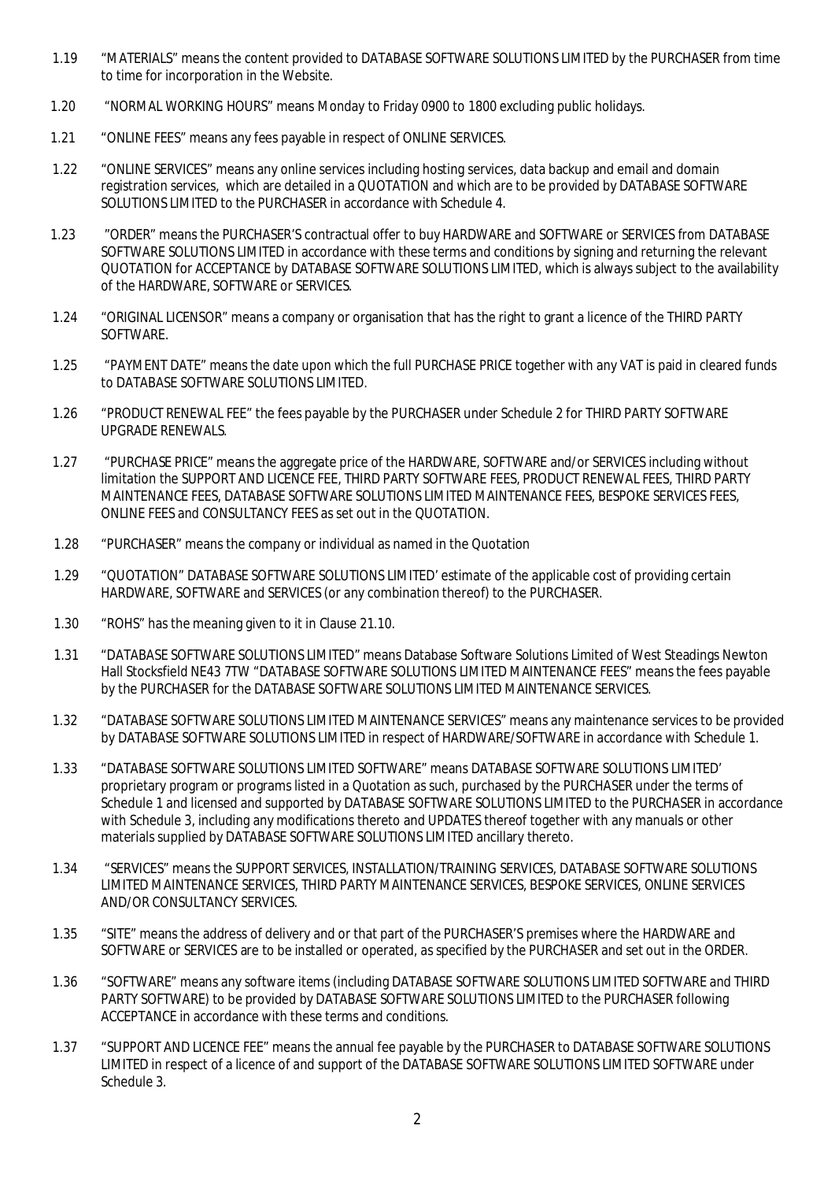1.19 "MATERIALS" means the content provided to DATABASE SOFTWARE SOLUTIONS LIMITED by the PURCHASER from time to time for incorporation in the Website.

1.20 "NORMAL WORKING HOURS" means Monday to Friday 0900 to 1800 excluding public holidays.

1.21 "ONLINE FEES" means any fees payable in respect of ONLINE SERVICES.

1.22 "ONLINE SERVICES" means any online services including hosting services, data backup and email and domain registration services, which are detailed in a QUOTATION and which are to be provided by DATABASE SOFTWARE SOLUTIONS LIMITED to the PURCHASER in accordance with Schedule 4.

1.23 "ORDER" means the PURCHASER'S contractual offer to buy HARDWARE and SOFTWARE or SERVICES from DATABASE SOFTWARE SOLUTIONS LIMITED in accordance with these terms and conditions by signing and returning the relevant QUOTATION for ACCEPTANCE by DATABASE SOFTWARE SOLUTIONS LIMITED, which is always subject to the availability of the HARDWARE, SOFTWARE or SERVICES.

1.24 "ORIGINAL LICENSOR" means a company or organisation that has the right to grant a licence of the THIRD PARTY SOFTWARE.

1.25 "PAYMENT DATE" means the date upon which the full PURCHASE PRICE together with any VAT is paid in cleared funds to DATABASE SOFTWARE SOLUTIONS LIMITED.

1.26 "PRODUCT RENEWAL FEE" the fees payable by the PURCHASER under Schedule 2 for THIRD PARTY SOFTWARE UPGRADE RENEWALS.

1.27 "PURCHASE PRICE" means the aggregate price of the HARDWARE, SOFTWARE and/or SERVICES including without limitation the SUPPORT AND LICENCE FEE, THIRD PARTY SOFTWARE FEES, PRODUCT RENEWAL FEES, THIRD PARTY MAINTENANCE FEES, DATABASE SOFTWARE SOLUTIONS LIMITED MAINTENANCE FEES, BESPOKE SERVICES FEES, ONLINE FEES and CONSULTANCY FEES as set out in the QUOTATION.

1.28 "PURCHASER" means the company or individual as named in the Quotation

1.29 "QUOTATION" DATABASE SOFTWARE SOLUTIONS LIMITED' estimate of the applicable cost of providing certain HARDWARE, SOFTWARE and SERVICES (or any combination thereof) to the PURCHASER.

1.30 "ROHS" has the meaning given to it in Clause 21.10.

1.31 "DATABASE SOFTWARE SOLUTIONS LIMITED" means Database Software Solutions Limited of West Steadings Newton Hall Stocksfield NE43 7TW "DATABASE SOFTWARE SOLUTIONS LIMITED MAINTENANCE FEES" means the fees payable by the PURCHASER for the DATABASE SOFTWARE SOLUTIONS LIMITED MAINTENANCE SERVICES.

1.32 "DATABASE SOFTWARE SOLUTIONS LIMITED MAINTENANCE SERVICES" means any maintenance services to be provided by DATABASE SOFTWARE SOLUTIONS LIMITED in respect of HARDWARE/SOFTWARE in accordance with Schedule 1.

1.33 "DATABASE SOFTWARE SOLUTIONS LIMITED SOFTWARE" means DATABASE SOFTWARE SOLUTIONS LIMITED' proprietary program or programs listed in a Quotation as such, purchased by the PURCHASER under the terms of Schedule 1 and licensed and supported by DATABASE SOFTWARE SOLUTIONS LIMITED to the PURCHASER in accordance with Schedule 3, including any modifications thereto and UPDATES thereof together with any manuals or other materials supplied by DATABASE SOFTWARE SOLUTIONS LIMITED ancillary thereto.

1.34 "SERVICES" means the SUPPORT SERVICES, INSTALLATION/TRAINING SERVICES, DATABASE SOFTWARE SOLUTIONS LIMITED MAINTENANCE SERVICES, THIRD PARTY MAINTENANCE SERVICES, BESPOKE SERVICES, ONLINE SERVICES AND/OR CONSULTANCY SERVICES.

1.35 "SITE" means the address of delivery and or that part of the PURCHASER'S premises where the HARDWARE and SOFTWARE or SERVICES are to be installed or operated, as specified by the PURCHASER and set out in the ORDER.

1.36 "SOFTWARE" means any software items (including DATABASE SOFTWARE SOLUTIONS LIMITED SOFTWARE and THIRD PARTY SOFTWARE) to be provided by DATABASE SOFTWARE SOLUTIONS LIMITED to the PURCHASER following ACCEPTANCE in accordance with these terms and conditions.

1.37 "SUPPORT AND LICENCE FEE" means the annual fee payable by the PURCHASER to DATABASE SOFTWARE SOLUTIONS LIMITED in respect of a licence of and support of the DATABASE SOFTWARE SOLUTIONS LIMITED SOFTWARE under Schedule 3.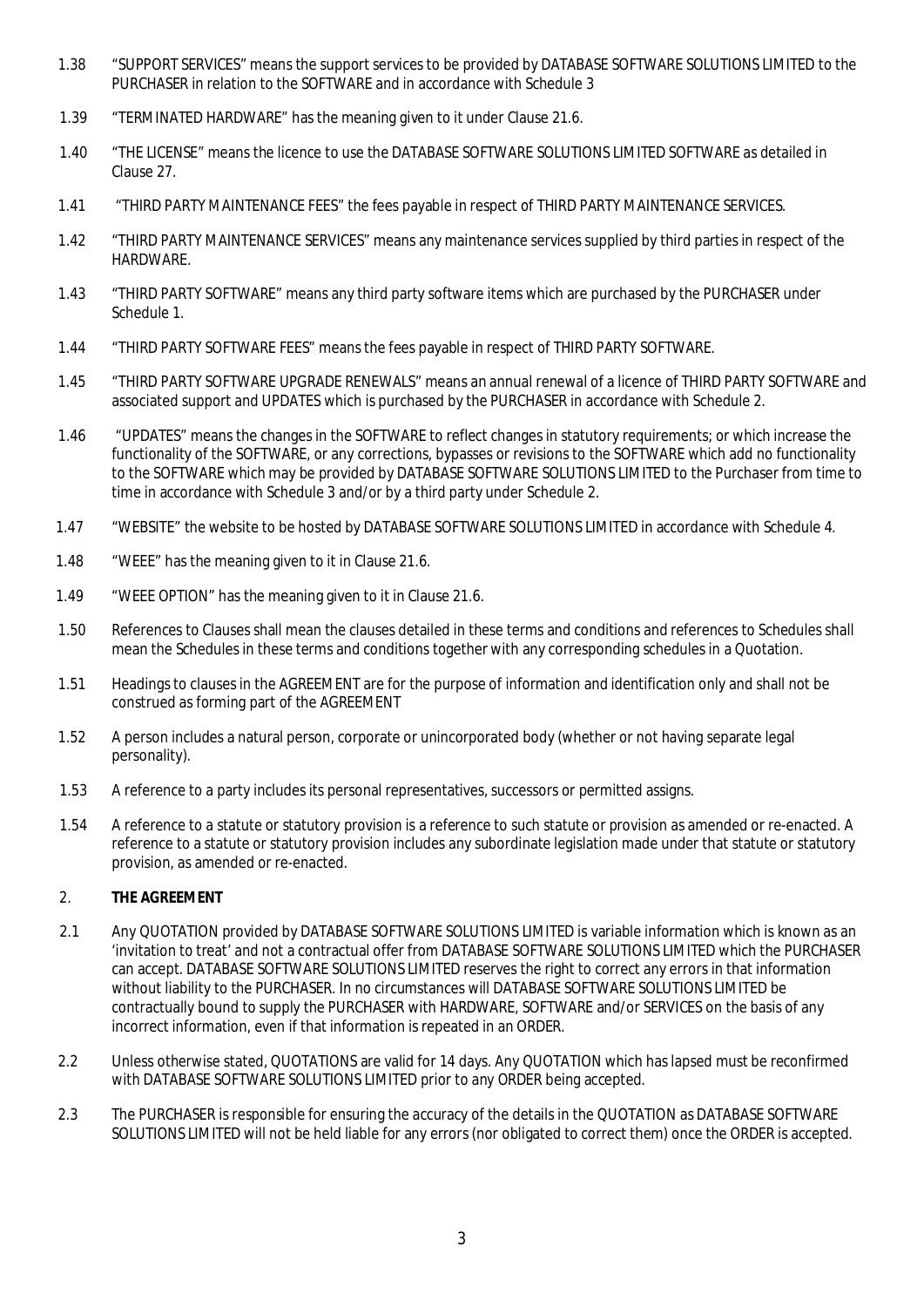1.38 "SUPPORT SERVICES" means the support services to be provided by DATABASE SOFTWARE SOLUTIONS LIMITED to the PURCHASER in relation to the SOFTWARE and in accordance with Schedule 3

1.39 "TERMINATED HARDWARE" has the meaning given to it under Clause 21.6.

1.40 "THE LICENSE" means the licence to use the DATABASE SOFTWARE SOLUTIONS LIMITED SOFTWARE as detailed in Clause 27.

1.41 "THIRD PARTY MAINTENANCE FEES" the fees payable in respect of THIRD PARTY MAINTENANCE SERVICES.

1.42 "THIRD PARTY MAINTENANCE SERVICES" means any maintenance services supplied by third parties in respect of the HARDWARE.

1.43 "THIRD PARTY SOFTWARE" means any third party software items which are purchased by the PURCHASER under Schedule 1.

1.44 "THIRD PARTY SOFTWARE FEES" means the fees payable in respect of THIRD PARTY SOFTWARE.

1.45 "THIRD PARTY SOFTWARE UPGRADE RENEWALS" means an annual renewal of a licence of THIRD PARTY SOFTWARE and associated support and UPDATES which is purchased by the PURCHASER in accordance with Schedule 2.

1.46 "UPDATES" means the changes in the SOFTWARE to reflect changes in statutory requirements; or which increase the functionality of the SOFTWARE, or any corrections, bypasses or revisions to the SOFTWARE which add no functionality to the SOFTWARE which may be provided by DATABASE SOFTWARE SOLUTIONS LIMITED to the Purchaser from time to time in accordance with Schedule 3 and/or by a third party under Schedule 2.

1.47 "WEBSITE" the website to be hosted by DATABASE SOFTWARE SOLUTIONS LIMITED in accordance with Schedule 4.

1.48 "WEEE" has the meaning given to it in Clause 21.6.

1.49 "WEEE OPTION" has the meaning given to it in Clause 21.6.

1.50 References to Clauses shall mean the clauses detailed in these terms and conditions and references to Schedules shall mean the Schedules in these terms and conditions together with any corresponding schedules in a Quotation.

1.51 Headings to clauses in the AGREEMENT are for the purpose of information and identification only and shall not be construed as forming part of the AGREEMENT

1.52 A person includes a natural person, corporate or unincorporated body (whether or not having separate legal personality).

1.53 A reference to a party includes its personal representatives, successors or permitted assigns.

1.54 A reference to a statute or statutory provision is a reference to such statute or provision as amended or re-enacted. A reference to a statute or statutory provision includes any subordinate legislation made under that statute or statutory provision, as amended or re-enacted.

## 2. THE AGREEMENT

2.1 Any QUOTATION provided by DATABASE SOFTWARE SOLUTIONS LIMITED is variable information which is known as an 'invitation to treat' and not a contractual offer from DATABASE SOFTWARE SOLUTIONS LIMITED which the PURCHASER can accept. DATABASE SOFTWARE SOLUTIONS LIMITED reserves the right to correct any errors in that information without liability to the PURCHASER. In no circumstances will DATABASE SOFTWARE SOLUTIONS LIMITED be contractually bound to supply the PURCHASER with HARDWARE, SOFTWARE and/or SERVICES on the basis of any incorrect information, even if that information is repeated in an ORDER.

2.2 Unless otherwise stated, QUOTATIONS are valid for 14 days. Any QUOTATION which has lapsed must be reconfirmed with DATABASE SOFTWARE SOLUTIONS LIMITED prior to any ORDER being accepted.

2.3 The PURCHASER is responsible for ensuring the accuracy of the details in the QUOTATION as DATABASE SOFTWARE SOLUTIONS LIMITED will not be held liable for any errors (nor obligated to correct them) once the ORDER is accepted.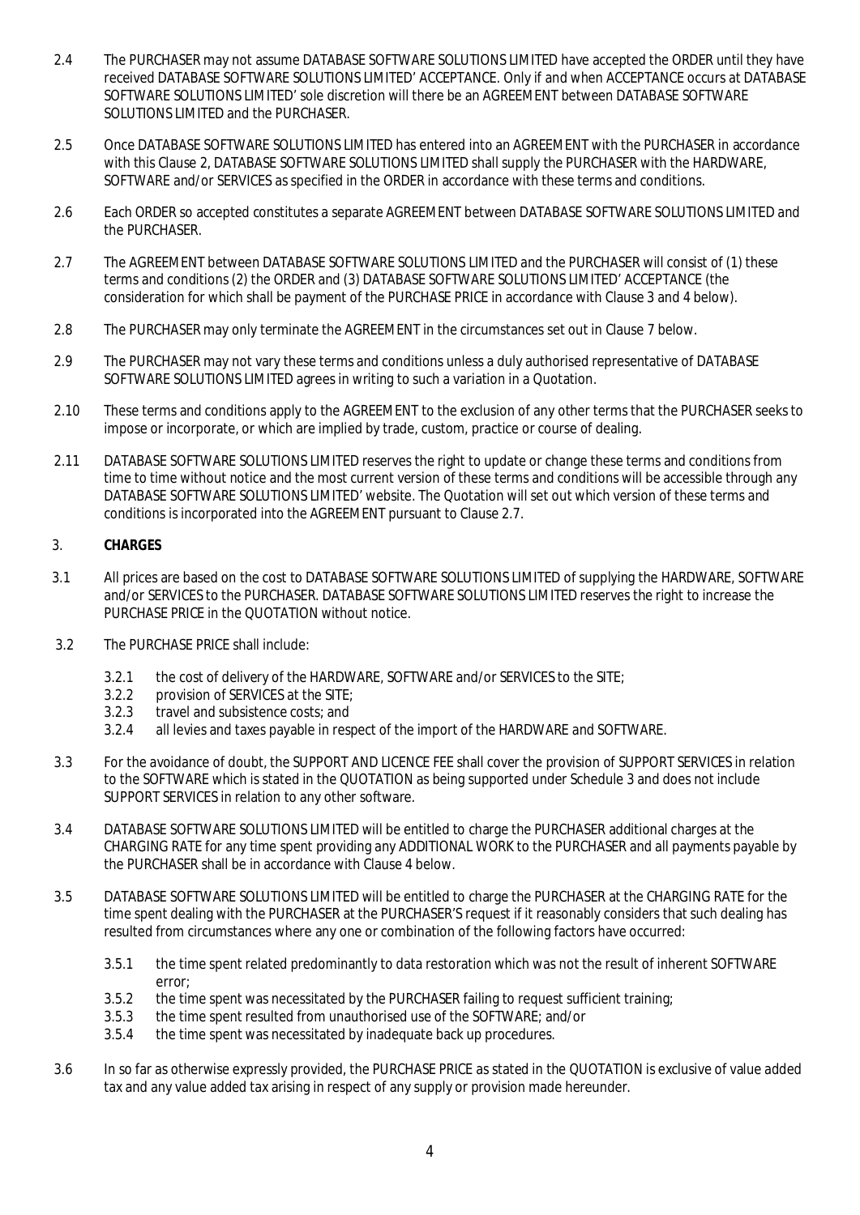2.4 The PURCHASER may not assume DATABASE SOFTWARE SOLUTIONS LIMITED have accepted the ORDER until they have received DATABASE SOFTWARE SOLUTIONS LIMITED' ACCEPTANCE. Only if and when ACCEPTANCE occurs at DATABASE SOFTWARE SOLUTIONS LIMITED' sole discretion will there be an AGREEMENT between DATABASE SOFTWARE SOLUTIONS LIMITED and the PURCHASER.

2.5 Once DATABASE SOFTWARE SOLUTIONS LIMITED has entered into an AGREEMENT with the PURCHASER in accordance with this Clause 2, DATABASE SOFTWARE SOLUTIONS LIMITED shall supply the PURCHASER with the HARDWARE, SOFTWARE and/or SERVICES as specified in the ORDER in accordance with these terms and conditions.

2.6 Each ORDER so accepted constitutes a separate AGREEMENT between DATABASE SOFTWARE SOLUTIONS LIMITED and the PURCHASER.

2.7 The AGREEMENT between DATABASE SOFTWARE SOLUTIONS LIMITED and the PURCHASER will consist of (1) these terms and conditions (2) the ORDER and (3) DATABASE SOFTWARE SOLUTIONS LIMITED' ACCEPTANCE (the consideration for which shall be payment of the PURCHASE PRICE in accordance with Clause 3 and 4 below).

2.8 The PURCHASER may only terminate the AGREEMENT in the circumstances set out in Clause 7 below.

2.9 The PURCHASER may not vary these terms and conditions unless a duly authorised representative of DATABASE SOFTWARE SOLUTIONS LIMITED agrees in writing to such a variation in a Quotation.

2.10 These terms and conditions apply to the AGREEMENT to the exclusion of any other terms that the PURCHASER seeks to impose or incorporate, or which are implied by trade, custom, practice or course of dealing.

2.11 DATABASE SOFTWARE SOLUTIONS LIMITED reserves the right to update or change these terms and conditions from time to time without notice and the most current version of these terms and conditions will be accessible through any DATABASE SOFTWARE SOLUTIONS LIMITED' website. The Quotation will set out which version of these terms and conditions is incorporated into the AGREEMENT pursuant to Clause 2.7.

3. **CHARGES**

3.1 All prices are based on the cost to DATABASE SOFTWARE SOLUTIONS LIMITED of supplying the HARDWARE, SOFTWARE and/or SERVICES to the PURCHASER. DATABASE SOFTWARE SOLUTIONS LIMITED reserves the right to increase the PURCHASE PRICE in the QUOTATION without notice.

3.2 The PURCHASE PRICE shall include:

- 3.2.1 the cost of delivery of the HARDWARE, SOFTWARE and/or SERVICES to the SITE;
- 3.2.2 provision of SERVICES at the SITE;
- 3.2.3 travel and subsistence costs; and
- 3.2.4 all levies and taxes payable in respect of the import of the HARDWARE and SOFTWARE.

3.3 For the avoidance of doubt, the SUPPORT AND LICENCE FEE shall cover the provision of SUPPORT SERVICES in relation to the SOFTWARE which is stated in the QUOTATION as being supported under Schedule 3 and does not include SUPPORT SERVICES in relation to any other software.

3.4 DATABASE SOFTWARE SOLUTIONS LIMITED will be entitled to charge the PURCHASER additional charges at the CHARGING RATE for any time spent providing any ADDITIONAL WORK to the PURCHASER and all payments payable by the PURCHASER shall be in accordance with Clause 4 below.

3.5 DATABASE SOFTWARE SOLUTIONS LIMITED will be entitled to charge the PURCHASER at the CHARGING RATE for the time spent dealing with the PURCHASER at the PURCHASER'S request if it reasonably considers that such dealing has resulted from circumstances where any one or combination of the following factors have occurred:

- 3.5.1 the time spent related predominantly to data restoration which was not the result of inherent SOFTWARE error;
- 3.5.2 the time spent was necessitated by the PURCHASER failing to request sufficient training;
- 3.5.3 the time spent resulted from unauthorised use of the SOFTWARE; and/or
- 3.5.4 the time spent was necessitated by inadequate back up procedures.

3.6 In so far as otherwise expressly provided, the PURCHASE PRICE as stated in the QUOTATION is exclusive of value added tax and any value added tax arising in respect of any supply or provision made hereunder.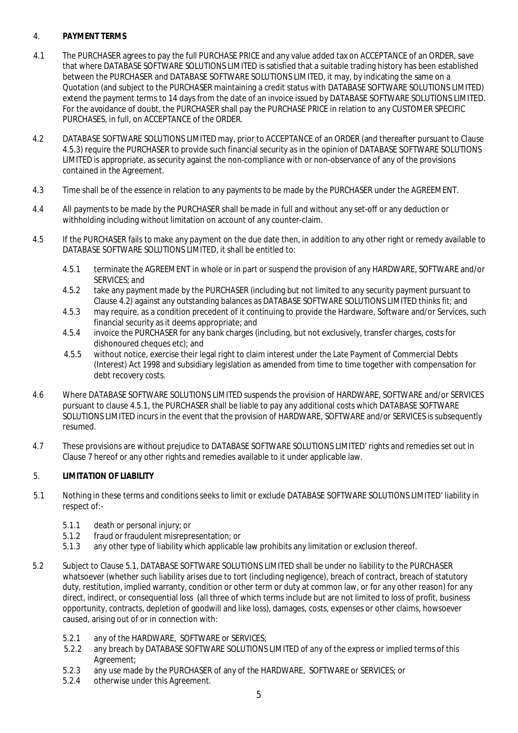## 4. PAYMENT TERMS

4.1 The PURCHASER agrees to pay the full PURCHASE PRICE and any value added tax on ACCEPTANCE of an ORDER, save that where DATABASE SOFTWARE SOLUTIONS LIMITED is satisfied that a suitable trading history has been established between the PURCHASER and DATABASE SOFTWARE SOLUTIONS LIMITED, it may, by indicating the same on a Quotation (and subject to the PURCHASER maintaining a credit status with DATABASE SOFTWARE SOLUTIONS LIMITED) extend the payment terms to 14 days from the date of an invoice issued by DATABASE SOFTWARE SOLUTIONS LIMITED. For the avoidance of doubt, the PURCHASER shall pay the PURCHASE PRICE in relation to any CUSTOMER SPECIFIC PURCHASES, in full, on ACCEPTANCE of the ORDER.

4.2 DATABASE SOFTWARE SOLUTIONS LIMITED may, prior to ACCEPTANCE of an ORDER (and thereafter pursuant to Clause 4.5.3) require the PURCHASER to provide such financial security as in the opinion of DATABASE SOFTWARE SOLUTIONS LIMITED is appropriate, as security against the non-compliance with or non-observance of any of the provisions contained in the Agreement.

4.3 Time shall be of the essence in relation to any payments to be made by the PURCHASER under the AGREEMENT.

4.4 All payments to be made by the PURCHASER shall be made in full and without any set-off or any deduction or withholding including without limitation on account of any counter-claim.

4.5 If the PURCHASER fails to make any payment on the due date then, in addition to any other right or remedy available to DATABASE SOFTWARE SOLUTIONS LIMITED, it shall be entitled to:

- 4.5.1 terminate the AGREEMENT in whole or in part or suspend the provision of any HARDWARE, SOFTWARE and/or SERVICES; and
- 4.5.2 take any payment made by the PURCHASER (including but not limited to any security payment pursuant to Clause 4.2) against any outstanding balances as DATABASE SOFTWARE SOLUTIONS LIMITED thinks fit; and
- 4.5.3 may require, as a condition precedent of it continuing to provide the Hardware, Software and/or Services, such financial security as it deems appropriate; and
- 4.5.4 invoice the PURCHASER for any bank charges (including, but not exclusively, transfer charges, costs for dishonoured cheques etc); and
- 4.5.5 without notice, exercise their legal right to claim interest under the Late Payment of Commercial Debts (Interest) Act 1998 and subsidiary legislation as amended from time to time together with compensation for debt recovery costs.

4.6 Where DATABASE SOFTWARE SOLUTIONS LIMITED suspends the provision of HARDWARE, SOFTWARE and/or SERVICES pursuant to clause 4.5.1, the PURCHASER shall be liable to pay any additional costs which DATABASE SOFTWARE SOLUTIONS LIMITED incurs in the event that the provision of HARDWARE, SOFTWARE and/or SERVICES is subsequently resumed.

4.7 These provisions are without prejudice to DATABASE SOFTWARE SOLUTIONS LIMITED' rights and remedies set out in Clause 7 hereof or any other rights and remedies available to it under applicable law.

## 5. LIMITATION OF LIABILITY

5.1 Nothing in these terms and conditions seeks to limit or exclude DATABASE SOFTWARE SOLUTIONS LIMITED' liability in respect of:-

- 5.1.1 death or personal injury; or
- 5.1.2 fraud or fraudulent misrepresentation; or
- 5.1.3 any other type of liability which applicable law prohibits any limitation or exclusion thereof.

5.2 Subject to Clause 5.1, DATABASE SOFTWARE SOLUTIONS LIMITED shall be under no liability to the PURCHASER whatsoever (whether such liability arises due to tort (including negligence), breach of contract, breach of statutory duty, restitution, implied warranty, condition or other term or duty at common law, or for any other reason) for any direct, indirect, or consequential loss (all three of which terms include but are not limited to loss of profit, business opportunity, contracts, depletion of goodwill and like loss), damages, costs, expenses or other claims, howsoever caused, arising out of or in connection with:

- 5.2.1 any of the HARDWARE, SOFTWARE or SERVICES;
- 5.2.2 any breach by DATABASE SOFTWARE SOLUTIONS LIMITED of any of the express or implied terms of this Agreement;
- 5.2.3 any use made by the PURCHASER of any of the HARDWARE, SOFTWARE or SERVICES; or
- 5.2.4 otherwise under this Agreement.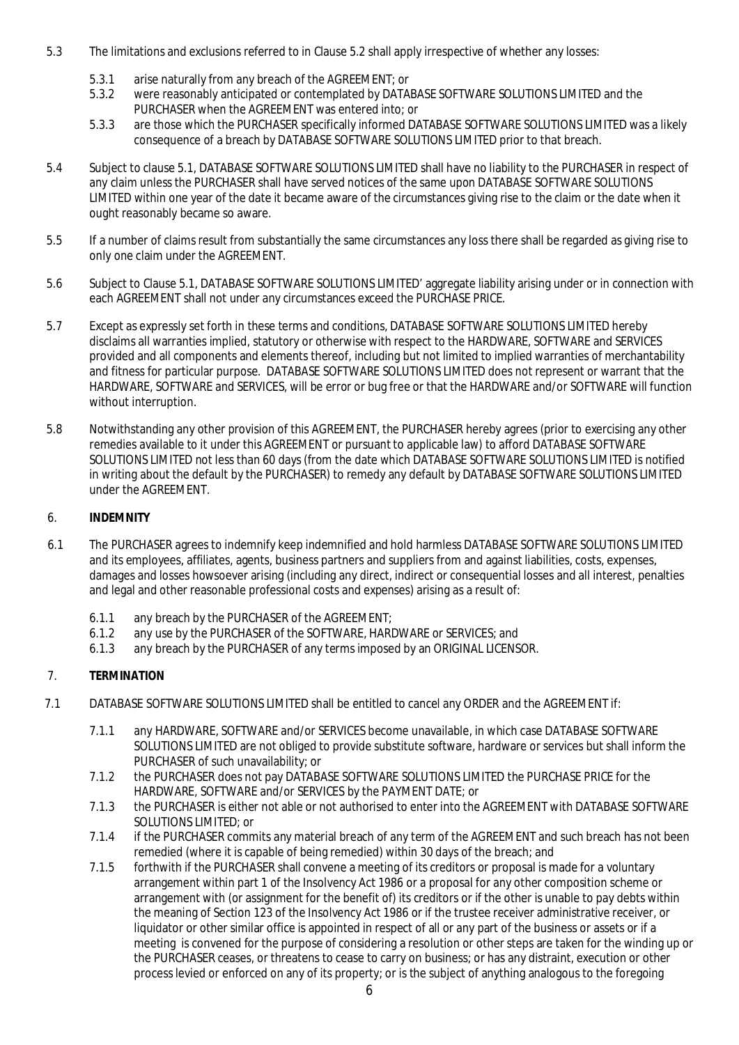5.3 The limitations and exclusions referred to in Clause 5.2 shall apply irrespective of whether any losses:

5.3.1 arise naturally from any breach of the AGREEMENT; or

5.3.2 were reasonably anticipated or contemplated by DATABASE SOFTWARE SOLUTIONS LIMITED and the PURCHASER when the AGREEMENT was entered into; or

5.3.3 are those which the PURCHASER specifically informed DATABASE SOFTWARE SOLUTIONS LIMITED was a likely consequence of a breach by DATABASE SOFTWARE SOLUTIONS LIMITED prior to that breach.

5.4 Subject to clause 5.1, DATABASE SOFTWARE SOLUTIONS LIMITED shall have no liability to the PURCHASER in respect of any claim unless the PURCHASER shall have served notices of the same upon DATABASE SOFTWARE SOLUTIONS LIMITED within one year of the date it became aware of the circumstances giving rise to the claim or the date when it ought reasonably became so aware.

5.5 If a number of claims result from substantially the same circumstances any loss there shall be regarded as giving rise to only one claim under the AGREEMENT.

5.6 Subject to Clause 5.1, DATABASE SOFTWARE SOLUTIONS LIMITED' aggregate liability arising under or in connection with each AGREEMENT shall not under any circumstances exceed the PURCHASE PRICE.

5.7 Except as expressly set forth in these terms and conditions, DATABASE SOFTWARE SOLUTIONS LIMITED hereby disclaims all warranties implied, statutory or otherwise with respect to the HARDWARE, SOFTWARE and SERVICES provided and all components and elements thereof, including but not limited to implied warranties of merchantability and fitness for particular purpose. DATABASE SOFTWARE SOLUTIONS LIMITED does not represent or warrant that the HARDWARE, SOFTWARE and SERVICES, will be error or bug free or that the HARDWARE and/or SOFTWARE will function without interruption.

5.8 Notwithstanding any other provision of this AGREEMENT, the PURCHASER hereby agrees (prior to exercising any other remedies available to it under this AGREEMENT or pursuant to applicable law) to afford DATABASE SOFTWARE SOLUTIONS LIMITED not less than 60 days (from the date which DATABASE SOFTWARE SOLUTIONS LIMITED is notified in writing about the default by the PURCHASER) to remedy any default by DATABASE SOFTWARE SOLUTIONS LIMITED under the AGREEMENT.

## 6. INDEMNITY

6.1 The PURCHASER agrees to indemnify keep indemnified and hold harmless DATABASE SOFTWARE SOLUTIONS LIMITED and its employees, affiliates, agents, business partners and suppliers from and against liabilities, costs, expenses, damages and losses howsoever arising (including any direct, indirect or consequential losses and all interest, penalties and legal and other reasonable professional costs and expenses) arising as a result of:

6.1.1 any breach by the PURCHASER of the AGREEMENT;

6.1.2 any use by the PURCHASER of the SOFTWARE, HARDWARE or SERVICES; and

6.1.3 any breach by the PURCHASER of any terms imposed by an ORIGINAL LICENSOR.

## 7. TERMINATION

7.1 DATABASE SOFTWARE SOLUTIONS LIMITED shall be entitled to cancel any ORDER and the AGREEMENT if:

7.1.1 any HARDWARE, SOFTWARE and/or SERVICES become unavailable, in which case DATABASE SOFTWARE SOLUTIONS LIMITED are not obliged to provide substitute software, hardware or services but shall inform the PURCHASER of such unavailability; or

7.1.2 the PURCHASER does not pay DATABASE SOFTWARE SOLUTIONS LIMITED the PURCHASE PRICE for the HARDWARE, SOFTWARE and/or SERVICES by the PAYMENT DATE; or

7.1.3 the PURCHASER is either not able or not authorised to enter into the AGREEMENT with DATABASE SOFTWARE SOLUTIONS LIMITED; or

7.1.4 if the PURCHASER commits any material breach of any term of the AGREEMENT and such breach has not been remedied (where it is capable of being remedied) within 30 days of the breach; and

7.1.5 forthwith if the PURCHASER shall convene a meeting of its creditors or proposal is made for a voluntary arrangement within part 1 of the Insolvency Act 1986 or a proposal for any other composition scheme or arrangement with (or assignment for the benefit of) its creditors or if the other is unable to pay debts within the meaning of Section 123 of the Insolvency Act 1986 or if the trustee receiver administrative receiver, or liquidator or other similar office is appointed in respect of all or any part of the business or assets or if a meeting is convened for the purpose of considering a resolution or other steps are taken for the winding up or the PURCHASER ceases, or threatens to cease to carry on business; or has any distraint, execution or other process levied or enforced on any of its property; or is the subject of anything analogous to the foregoing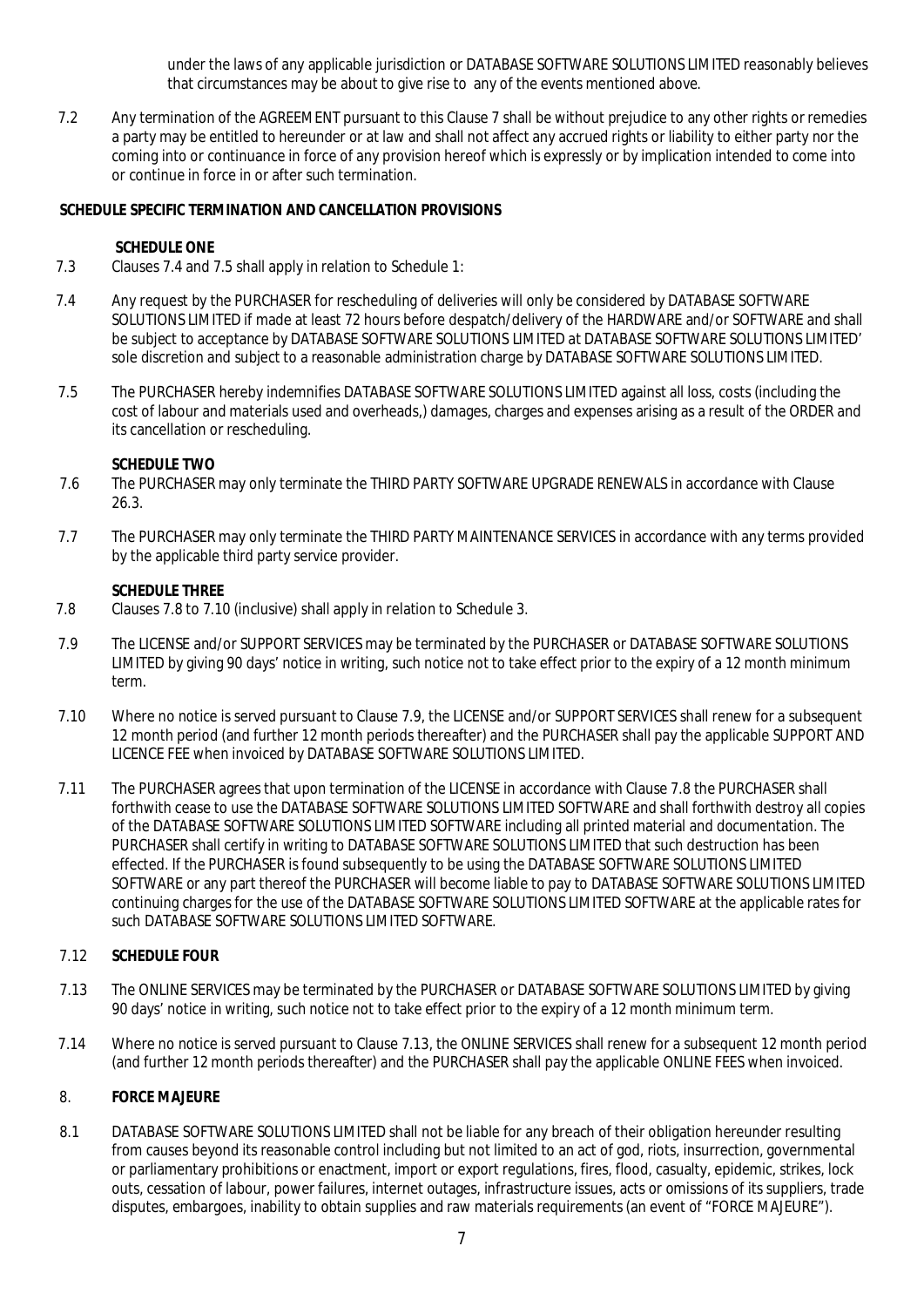under the laws of any applicable jurisdiction or DATABASE SOFTWARE SOLUTIONS LIMITED reasonably believes that circumstances may be about to give rise to any of the events mentioned above.

7.2 Any termination of the AGREEMENT pursuant to this Clause 7 shall be without prejudice to any other rights or remedies a party may be entitled to hereunder or at law and shall not affect any accrued rights or liability to either party nor the coming into or continuance in force of any provision hereof which is expressly or by implication intended to come into or continue in force in or after such termination.

**SCHEDULE SPECIFIC TERMINATION AND CANCELLATION PROVISIONS**

**SCHEDULE ONE**

7.3 Clauses 7.4 and 7.5 shall apply in relation to Schedule 1:

7.4 Any request by the PURCHASER for rescheduling of deliveries will only be considered by DATABASE SOFTWARE SOLUTIONS LIMITED if made at least 72 hours before despatch/delivery of the HARDWARE and/or SOFTWARE and shall be subject to acceptance by DATABASE SOFTWARE SOLUTIONS LIMITED at DATABASE SOFTWARE SOLUTIONS LIMITED' sole discretion and subject to a reasonable administration charge by DATABASE SOFTWARE SOLUTIONS LIMITED.

7.5 The PURCHASER hereby indemnifies DATABASE SOFTWARE SOLUTIONS LIMITED against all loss, costs (including the cost of labour and materials used and overheads,) damages, charges and expenses arising as a result of the ORDER and its cancellation or rescheduling.

**SCHEDULE TWO**

7.6 The PURCHASER may only terminate the THIRD PARTY SOFTWARE UPGRADE RENEWALS in accordance with Clause 26.3.

7.7 The PURCHASER may only terminate the THIRD PARTY MAINTENANCE SERVICES in accordance with any terms provided by the applicable third party service provider.

**SCHEDULE THREE**

7.8 Clauses 7.8 to 7.10 (inclusive) shall apply in relation to Schedule 3.

7.9 The LICENSE and/or SUPPORT SERVICES may be terminated by the PURCHASER or DATABASE SOFTWARE SOLUTIONS LIMITED by giving 90 days' notice in writing, such notice not to take effect prior to the expiry of a 12 month minimum term.

7.10 Where no notice is served pursuant to Clause 7.9, the LICENSE and/or SUPPORT SERVICES shall renew for a subsequent 12 month period (and further 12 month periods thereafter) and the PURCHASER shall pay the applicable SUPPORT AND LICENCE FEE when invoiced by DATABASE SOFTWARE SOLUTIONS LIMITED.

7.11 The PURCHASER agrees that upon termination of the LICENSE in accordance with Clause 7.8 the PURCHASER shall forthwith cease to use the DATABASE SOFTWARE SOLUTIONS LIMITED SOFTWARE and shall forthwith destroy all copies of the DATABASE SOFTWARE SOLUTIONS LIMITED SOFTWARE including all printed material and documentation. The PURCHASER shall certify in writing to DATABASE SOFTWARE SOLUTIONS LIMITED that such destruction has been effected. If the PURCHASER is found subsequently to be using the DATABASE SOFTWARE SOLUTIONS LIMITED SOFTWARE or any part thereof the PURCHASER will become liable to pay to DATABASE SOFTWARE SOLUTIONS LIMITED continuing charges for the use of the DATABASE SOFTWARE SOLUTIONS LIMITED SOFTWARE at the applicable rates for such DATABASE SOFTWARE SOLUTIONS LIMITED SOFTWARE.

7.12 **SCHEDULE FOUR**

7.13 The ONLINE SERVICES may be terminated by the PURCHASER or DATABASE SOFTWARE SOLUTIONS LIMITED by giving 90 days' notice in writing, such notice not to take effect prior to the expiry of a 12 month minimum term.

7.14 Where no notice is served pursuant to Clause 7.13, the ONLINE SERVICES shall renew for a subsequent 12 month period (and further 12 month periods thereafter) and the PURCHASER shall pay the applicable ONLINE FEES when invoiced.

## 8. FORCE MAJEURE

8.1 DATABASE SOFTWARE SOLUTIONS LIMITED shall not be liable for any breach of their obligation hereunder resulting from causes beyond its reasonable control including but not limited to an act of god, riots, insurrection, governmental or parliamentary prohibitions or enactment, import or export regulations, fires, flood, casualty, epidemic, strikes, lock outs, cessation of labour, power failures, internet outages, infrastructure issues, acts or omissions of its suppliers, trade disputes, embargoes, inability to obtain supplies and raw materials requirements (an event of "FORCE MAJEURE").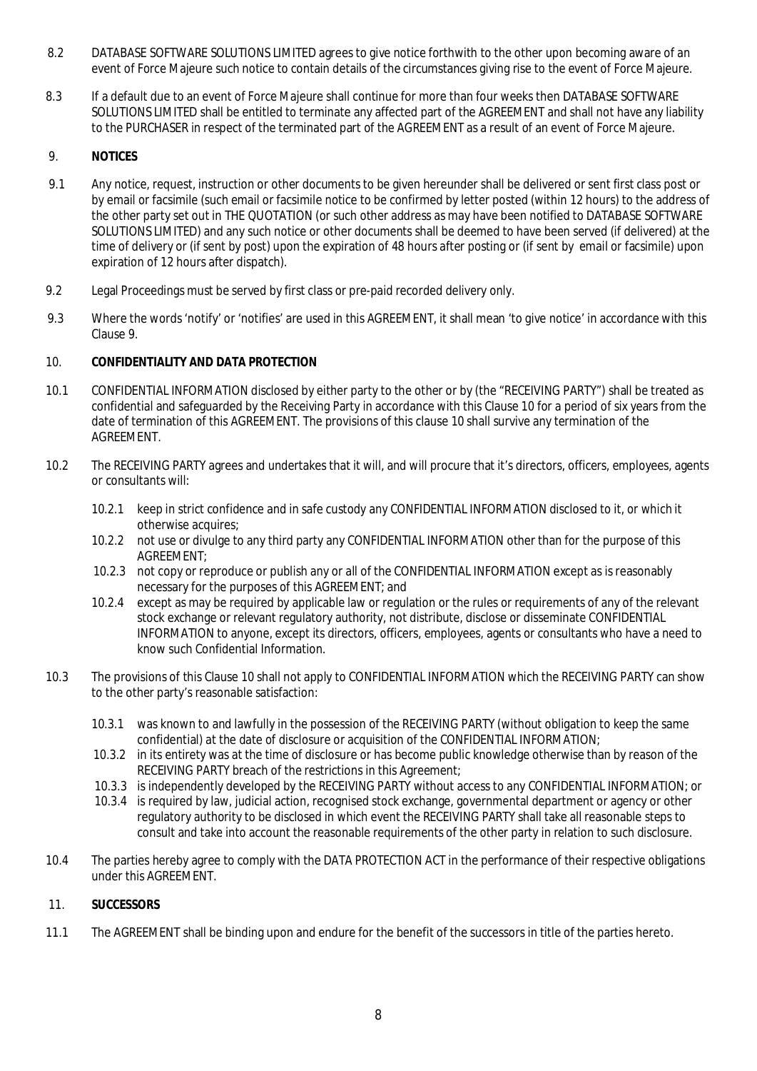8.2 DATABASE SOFTWARE SOLUTIONS LIMITED agrees to give notice forthwith to the other upon becoming aware of an event of Force Majeure such notice to contain details of the circumstances giving rise to the event of Force Majeure.

8.3 If a default due to an event of Force Majeure shall continue for more than four weeks then DATABASE SOFTWARE SOLUTIONS LIMITED shall be entitled to terminate any affected part of the AGREEMENT and shall not have any liability to the PURCHASER in respect of the terminated part of the AGREEMENT as a result of an event of Force Majeure.

## 9. NOTICES

9.1 Any notice, request, instruction or other documents to be given hereunder shall be delivered or sent first class post or by email or facsimile (such email or facsimile notice to be confirmed by letter posted (within 12 hours) to the address of the other party set out in THE QUOTATION (or such other address as may have been notified to DATABASE SOFTWARE SOLUTIONS LIMITED) and any such notice or other documents shall be deemed to have been served (if delivered) at the time of delivery or (if sent by post) upon the expiration of 48 hours after posting or (if sent by email or facsimile) upon expiration of 12 hours after dispatch).

9.2 Legal Proceedings must be served by first class or pre-paid recorded delivery only.

9.3 Where the words 'notify' or 'notifies' are used in this AGREEMENT, it shall mean 'to give notice' in accordance with this Clause 9.

## 10. CONFIDENTIALITY AND DATA PROTECTION

10.1 CONFIDENTIAL INFORMATION disclosed by either party to the other or by (the "RECEIVING PARTY") shall be treated as confidential and safeguarded by the Receiving Party in accordance with this Clause 10 for a period of six years from the date of termination of this AGREEMENT. The provisions of this clause 10 shall survive any termination of the AGREEMENT.

10.2 The RECEIVING PARTY agrees and undertakes that it will, and will procure that it's directors, officers, employees, agents or consultants will:

- 10.2.1 keep in strict confidence and in safe custody any CONFIDENTIAL INFORMATION disclosed to it, or which it otherwise acquires;
- 10.2.2 not use or divulge to any third party any CONFIDENTIAL INFORMATION other than for the purpose of this AGREEMENT;
- 10.2.3 not copy or reproduce or publish any or all of the CONFIDENTIAL INFORMATION except as is reasonably necessary for the purposes of this AGREEMENT; and
- 10.2.4 except as may be required by applicable law or regulation or the rules or requirements of any of the relevant stock exchange or relevant regulatory authority, not distribute, disclose or disseminate CONFIDENTIAL INFORMATION to anyone, except its directors, officers, employees, agents or consultants who have a need to know such Confidential Information.

10.3 The provisions of this Clause 10 shall not apply to CONFIDENTIAL INFORMATION which the RECEIVING PARTY can show to the other party's reasonable satisfaction:

- 10.3.1 was known to and lawfully in the possession of the RECEIVING PARTY (without obligation to keep the same confidential) at the date of disclosure or acquisition of the CONFIDENTIAL INFORMATION;
- 10.3.2 in its entirety was at the time of disclosure or has become public knowledge otherwise than by reason of the RECEIVING PARTY breach of the restrictions in this Agreement;
- 10.3.3 is independently developed by the RECEIVING PARTY without access to any CONFIDENTIAL INFORMATION; or
- 10.3.4 is required by law, judicial action, recognised stock exchange, governmental department or agency or other regulatory authority to be disclosed in which event the RECEIVING PARTY shall take all reasonable steps to consult and take into account the reasonable requirements of the other party in relation to such disclosure.

10.4 The parties hereby agree to comply with the DATA PROTECTION ACT in the performance of their respective obligations under this AGREEMENT.

## 11. SUCCESSORS

11.1 The AGREEMENT shall be binding upon and endure for the benefit of the successors in title of the parties hereto.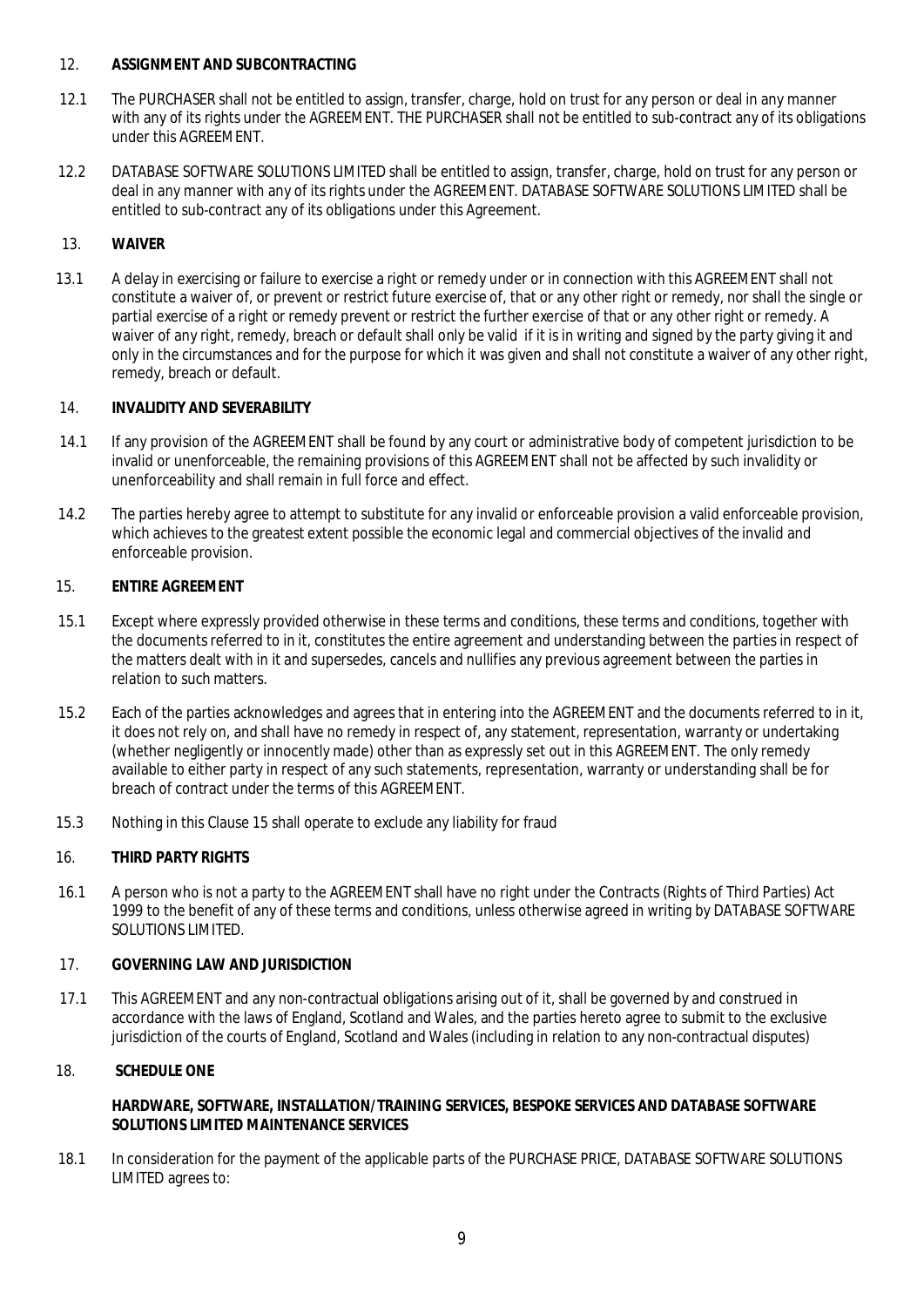12. **ASSIGNMENT AND SUBCONTRACTING**

12.1 The PURCHASER shall not be entitled to assign, transfer, charge, hold on trust for any person or deal in any manner with any of its rights under the AGREEMENT. THE PURCHASER shall not be entitled to sub-contract any of its obligations under this AGREEMENT.

12.2 DATABASE SOFTWARE SOLUTIONS LIMITED shall be entitled to assign, transfer, charge, hold on trust for any person or deal in any manner with any of its rights under the AGREEMENT. DATABASE SOFTWARE SOLUTIONS LIMITED shall be entitled to sub-contract any of its obligations under this Agreement.

13. **WAIVER**

13.1 A delay in exercising or failure to exercise a right or remedy under or in connection with this AGREEMENT shall not constitute a waiver of, or prevent or restrict future exercise of, that or any other right or remedy, nor shall the single or partial exercise of a right or remedy prevent or restrict the further exercise of that or any other right or remedy. A waiver of any right, remedy, breach or default shall only be valid if it is in writing and signed by the party giving it and only in the circumstances and for the purpose for which it was given and shall not constitute a waiver of any other right, remedy, breach or default.

14. **INVALIDITY AND SEVERABILITY**

14.1 If any provision of the AGREEMENT shall be found by any court or administrative body of competent jurisdiction to be invalid or unenforceable, the remaining provisions of this AGREEMENT shall not be affected by such invalidity or unenforceability and shall remain in full force and effect.

14.2 The parties hereby agree to attempt to substitute for any invalid or enforceable provision a valid enforceable provision, which achieves to the greatest extent possible the economic legal and commercial objectives of the invalid and enforceable provision.

15. **ENTIRE AGREEMENT**

15.1 Except where expressly provided otherwise in these terms and conditions, these terms and conditions, together with the documents referred to in it, constitutes the entire agreement and understanding between the parties in respect of the matters dealt with in it and supersedes, cancels and nullifies any previous agreement between the parties in relation to such matters.

15.2 Each of the parties acknowledges and agrees that in entering into the AGREEMENT and the documents referred to in it, it does not rely on, and shall have no remedy in respect of, any statement, representation, warranty or undertaking (whether negligently or innocently made) other than as expressly set out in this AGREEMENT. The only remedy available to either party in respect of any such statements, representation, warranty or understanding shall be for breach of contract under the terms of this AGREEMENT.

15.3 Nothing in this Clause 15 shall operate to exclude any liability for fraud

16. **THIRD PARTY RIGHTS**

16.1 A person who is not a party to the AGREEMENT shall have no right under the Contracts (Rights of Third Parties) Act 1999 to the benefit of any of these terms and conditions, unless otherwise agreed in writing by DATABASE SOFTWARE SOLUTIONS LIMITED.

17. **GOVERNING LAW AND JURISDICTION**

17.1 This AGREEMENT and any non-contractual obligations arising out of it, shall be governed by and construed in accordance with the laws of England, Scotland and Wales, and the parties hereto agree to submit to the exclusive jurisdiction of the courts of England, Scotland and Wales (including in relation to any non-contractual disputes)

18. **SCHEDULE ONE**

**HARDWARE, SOFTWARE, INSTALLATION/TRAINING SERVICES, BESPOKE SERVICES AND DATABASE SOFTWARE SOLUTIONS LIMITED MAINTENANCE SERVICES**

18.1 In consideration for the payment of the applicable parts of the PURCHASE PRICE, DATABASE SOFTWARE SOLUTIONS LIMITED agrees to: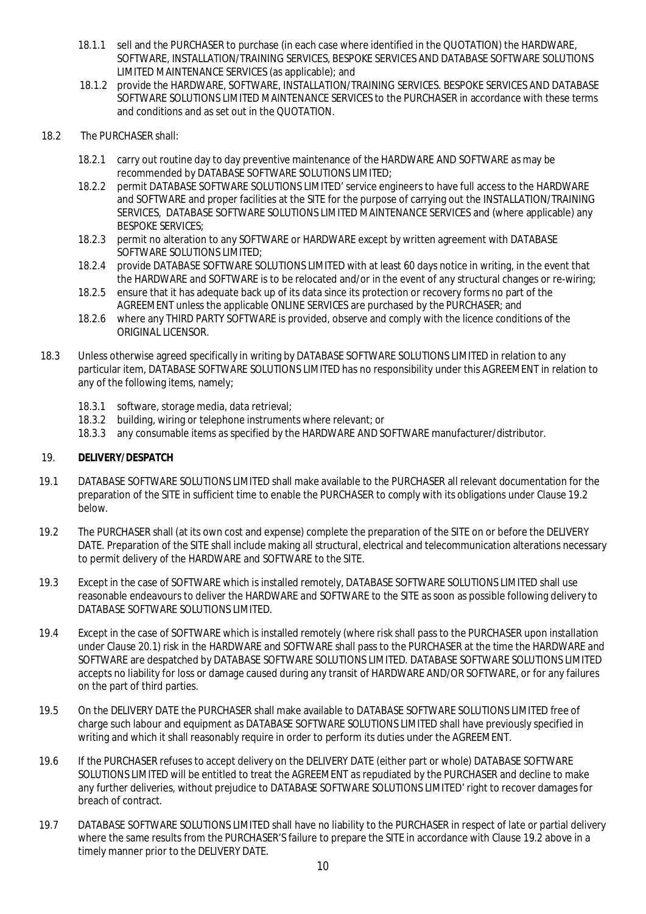18.1.1 sell and the PURCHASER to purchase (in each case where identified in the QUOTATION) the HARDWARE, SOFTWARE, INSTALLATION/TRAINING SERVICES, BESPOKE SERVICES AND DATABASE SOFTWARE SOLUTIONS LIMITED MAINTENANCE SERVICES (as applicable); and

18.1.2 provide the HARDWARE, SOFTWARE, INSTALLATION/TRAINING SERVICES. BESPOKE SERVICES AND DATABASE SOFTWARE SOLUTIONS LIMITED MAINTENANCE SERVICES to the PURCHASER in accordance with these terms and conditions and as set out in the QUOTATION.

18.2 The PURCHASER shall:

18.2.1 carry out routine day to day preventive maintenance of the HARDWARE AND SOFTWARE as may be recommended by DATABASE SOFTWARE SOLUTIONS LIMITED;

18.2.2 permit DATABASE SOFTWARE SOLUTIONS LIMITED' service engineers to have full access to the HARDWARE and SOFTWARE and proper facilities at the SITE for the purpose of carrying out the INSTALLATION/TRAINING SERVICES, DATABASE SOFTWARE SOLUTIONS LIMITED MAINTENANCE SERVICES and (where applicable) any BESPOKE SERVICES;

18.2.3 permit no alteration to any SOFTWARE or HARDWARE except by written agreement with DATABASE SOFTWARE SOLUTIONS LIMITED;

18.2.4 provide DATABASE SOFTWARE SOLUTIONS LIMITED with at least 60 days notice in writing, in the event that the HARDWARE and SOFTWARE is to be relocated and/or in the event of any structural changes or re-wiring;

18.2.5 ensure that it has adequate back up of its data since its protection or recovery forms no part of the AGREEMENT unless the applicable ONLINE SERVICES are purchased by the PURCHASER; and

18.2.6 where any THIRD PARTY SOFTWARE is provided, observe and comply with the licence conditions of the ORIGINAL LICENSOR.

18.3 Unless otherwise agreed specifically in writing by DATABASE SOFTWARE SOLUTIONS LIMITED in relation to any particular item, DATABASE SOFTWARE SOLUTIONS LIMITED has no responsibility under this AGREEMENT in relation to any of the following items, namely;

18.3.1 software, storage media, data retrieval;

18.3.2 building, wiring or telephone instruments where relevant; or

18.3.3 any consumable items as specified by the HARDWARE AND SOFTWARE manufacturer/distributor.

## 19. DELIVERY/DESPATCH

19.1 DATABASE SOFTWARE SOLUTIONS LIMITED shall make available to the PURCHASER all relevant documentation for the preparation of the SITE in sufficient time to enable the PURCHASER to comply with its obligations under Clause 19.2 below.

19.2 The PURCHASER shall (at its own cost and expense) complete the preparation of the SITE on or before the DELIVERY DATE. Preparation of the SITE shall include making all structural, electrical and telecommunication alterations necessary to permit delivery of the HARDWARE and SOFTWARE to the SITE.

19.3 Except in the case of SOFTWARE which is installed remotely, DATABASE SOFTWARE SOLUTIONS LIMITED shall use reasonable endeavours to deliver the HARDWARE and SOFTWARE to the SITE as soon as possible following delivery to DATABASE SOFTWARE SOLUTIONS LIMITED.

19.4 Except in the case of SOFTWARE which is installed remotely (where risk shall pass to the PURCHASER upon installation under Clause 20.1) risk in the HARDWARE and SOFTWARE shall pass to the PURCHASER at the time the HARDWARE and SOFTWARE are despatched by DATABASE SOFTWARE SOLUTIONS LIMITED. DATABASE SOFTWARE SOLUTIONS LIMITED accepts no liability for loss or damage caused during any transit of HARDWARE AND/OR SOFTWARE, or for any failures on the part of third parties.

19.5 On the DELIVERY DATE the PURCHASER shall make available to DATABASE SOFTWARE SOLUTIONS LIMITED free of charge such labour and equipment as DATABASE SOFTWARE SOLUTIONS LIMITED shall have previously specified in writing and which it shall reasonably require in order to perform its duties under the AGREEMENT.

19.6 If the PURCHASER refuses to accept delivery on the DELIVERY DATE (either part or whole) DATABASE SOFTWARE SOLUTIONS LIMITED will be entitled to treat the AGREEMENT as repudiated by the PURCHASER and decline to make any further deliveries, without prejudice to DATABASE SOFTWARE SOLUTIONS LIMITED' right to recover damages for breach of contract.

19.7 DATABASE SOFTWARE SOLUTIONS LIMITED shall have no liability to the PURCHASER in respect of late or partial delivery where the same results from the PURCHASER'S failure to prepare the SITE in accordance with Clause 19.2 above in a timely manner prior to the DELIVERY DATE.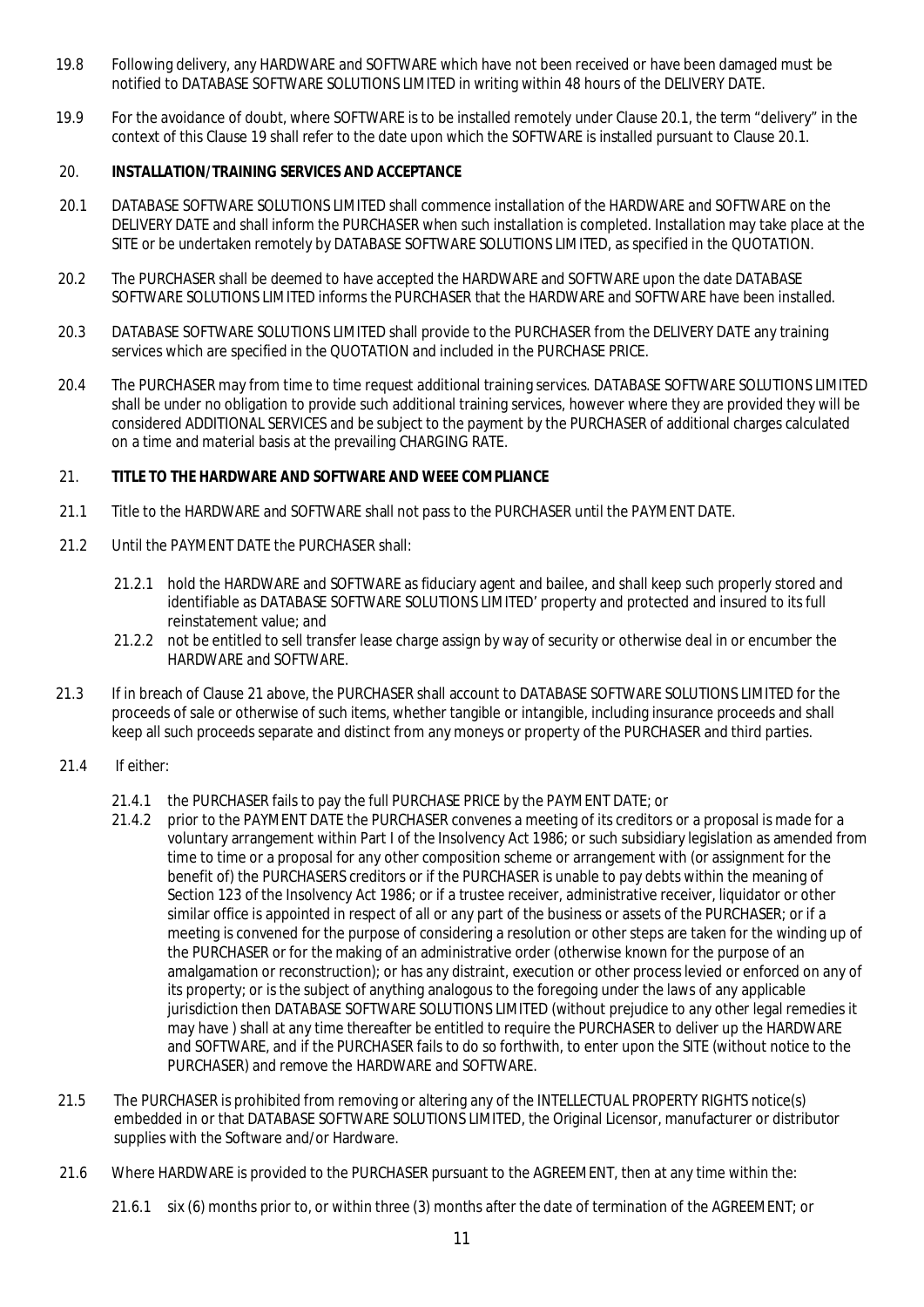19.8 Following delivery, any HARDWARE and SOFTWARE which have not been received or have been damaged must be notified to DATABASE SOFTWARE SOLUTIONS LIMITED in writing within 48 hours of the DELIVERY DATE.

19.9 For the avoidance of doubt, where SOFTWARE is to be installed remotely under Clause 20.1, the term "delivery" in the context of this Clause 19 shall refer to the date upon which the SOFTWARE is installed pursuant to Clause 20.1.

20. **INSTALLATION/TRAINING SERVICES AND ACCEPTANCE**

20.1 DATABASE SOFTWARE SOLUTIONS LIMITED shall commence installation of the HARDWARE and SOFTWARE on the DELIVERY DATE and shall inform the PURCHASER when such installation is completed. Installation may take place at the SITE or be undertaken remotely by DATABASE SOFTWARE SOLUTIONS LIMITED, as specified in the QUOTATION.

20.2 The PURCHASER shall be deemed to have accepted the HARDWARE and SOFTWARE upon the date DATABASE SOFTWARE SOLUTIONS LIMITED informs the PURCHASER that the HARDWARE and SOFTWARE have been installed.

20.3 DATABASE SOFTWARE SOLUTIONS LIMITED shall provide to the PURCHASER from the DELIVERY DATE any training services which are specified in the QUOTATION and included in the PURCHASE PRICE.

20.4 The PURCHASER may from time to time request additional training services. DATABASE SOFTWARE SOLUTIONS LIMITED shall be under no obligation to provide such additional training services, however where they are provided they will be considered ADDITIONAL SERVICES and be subject to the payment by the PURCHASER of additional charges calculated on a time and material basis at the prevailing CHARGING RATE.

21. **TITLE TO THE HARDWARE AND SOFTWARE AND WEEE COMPLIANCE**

21.1 Title to the HARDWARE and SOFTWARE shall not pass to the PURCHASER until the PAYMENT DATE.

21.2 Until the PAYMENT DATE the PURCHASER shall:

21.2.1 hold the HARDWARE and SOFTWARE as fiduciary agent and bailee, and shall keep such properly stored and identifiable as DATABASE SOFTWARE SOLUTIONS LIMITED' property and protected and insured to its full reinstatement value; and

21.2.2 not be entitled to sell transfer lease charge assign by way of security or otherwise deal in or encumber the HARDWARE and SOFTWARE.

21.3 If in breach of Clause 21 above, the PURCHASER shall account to DATABASE SOFTWARE SOLUTIONS LIMITED for the proceeds of sale or otherwise of such items, whether tangible or intangible, including insurance proceeds and shall keep all such proceeds separate and distinct from any moneys or property of the PURCHASER and third parties.

21.4 If either:

21.4.1 the PURCHASER fails to pay the full PURCHASE PRICE by the PAYMENT DATE; or

21.4.2 prior to the PAYMENT DATE the PURCHASER convenes a meeting of its creditors or a proposal is made for a voluntary arrangement within Part I of the Insolvency Act 1986; or such subsidiary legislation as amended from time to time or a proposal for any other composition scheme or arrangement with (or assignment for the benefit of) the PURCHASERS creditors or if the PURCHASER is unable to pay debts within the meaning of Section 123 of the Insolvency Act 1986; or if a trustee receiver, administrative receiver, liquidator or other similar office is appointed in respect of all or any part of the business or assets of the PURCHASER; or if a meeting is convened for the purpose of considering a resolution or other steps are taken for the winding up of the PURCHASER or for the making of an administrative order (otherwise known for the purpose of an amalgamation or reconstruction); or has any distraint, execution or other process levied or enforced on any of its property; or is the subject of anything analogous to the foregoing under the laws of any applicable jurisdiction then DATABASE SOFTWARE SOLUTIONS LIMITED (without prejudice to any other legal remedies it may have ) shall at any time thereafter be entitled to require the PURCHASER to deliver up the HARDWARE and SOFTWARE, and if the PURCHASER fails to do so forthwith, to enter upon the SITE (without notice to the PURCHASER) and remove the HARDWARE and SOFTWARE.

21.5 The PURCHASER is prohibited from removing or altering any of the INTELLECTUAL PROPERTY RIGHTS notice(s) embedded in or that DATABASE SOFTWARE SOLUTIONS LIMITED, the Original Licensor, manufacturer or distributor supplies with the Software and/or Hardware.

21.6 Where HARDWARE is provided to the PURCHASER pursuant to the AGREEMENT, then at any time within the:

21.6.1 six (6) months prior to, or within three (3) months after the date of termination of the AGREEMENT; or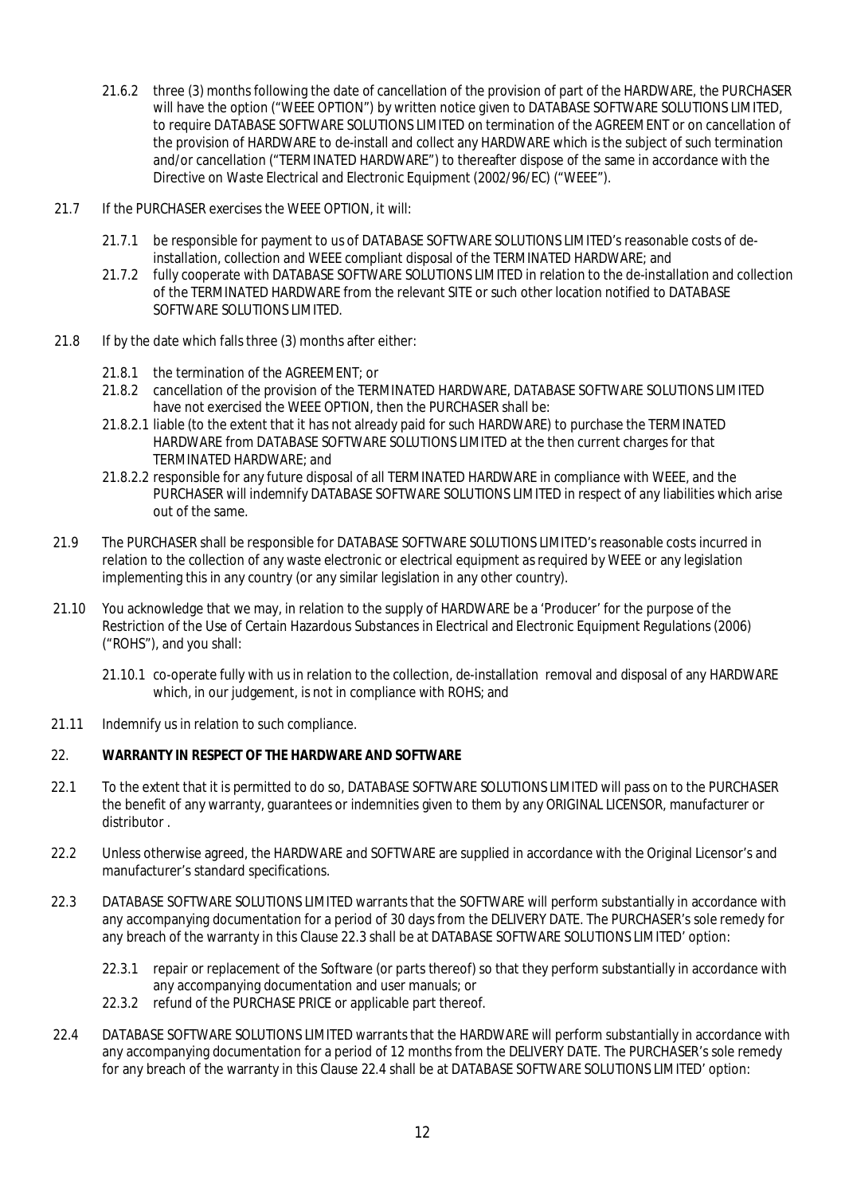21.6.2 three (3) months following the date of cancellation of the provision of part of the HARDWARE, the PURCHASER will have the option ("WEEE OPTION") by written notice given to DATABASE SOFTWARE SOLUTIONS LIMITED, to require DATABASE SOFTWARE SOLUTIONS LIMITED on termination of the AGREEMENT or on cancellation of the provision of HARDWARE to de-install and collect any HARDWARE which is the subject of such termination and/or cancellation ("TERMINATED HARDWARE") to thereafter dispose of the same in accordance with the Directive on Waste Electrical and Electronic Equipment (2002/96/EC) ("WEEE").

21.7 If the PURCHASER exercises the WEEE OPTION, it will:

21.7.1 be responsible for payment to us of DATABASE SOFTWARE SOLUTIONS LIMITED's reasonable costs of de-installation, collection and WEEE compliant disposal of the TERMINATED HARDWARE; and

21.7.2 fully cooperate with DATABASE SOFTWARE SOLUTIONS LIMITED in relation to the de-installation and collection of the TERMINATED HARDWARE from the relevant SITE or such other location notified to DATABASE SOFTWARE SOLUTIONS LIMITED.

21.8 If by the date which falls three (3) months after either:

21.8.1 the termination of the AGREEMENT; or

21.8.2 cancellation of the provision of the TERMINATED HARDWARE, DATABASE SOFTWARE SOLUTIONS LIMITED have not exercised the WEEE OPTION, then the PURCHASER shall be:

21.8.2.1 liable (to the extent that it has not already paid for such HARDWARE) to purchase the TERMINATED HARDWARE from DATABASE SOFTWARE SOLUTIONS LIMITED at the then current charges for that TERMINATED HARDWARE; and

21.8.2.2 responsible for any future disposal of all TERMINATED HARDWARE in compliance with WEEE, and the PURCHASER will indemnify DATABASE SOFTWARE SOLUTIONS LIMITED in respect of any liabilities which arise out of the same.

21.9 The PURCHASER shall be responsible for DATABASE SOFTWARE SOLUTIONS LIMITED's reasonable costs incurred in relation to the collection of any waste electronic or electrical equipment as required by WEEE or any legislation implementing this in any country (or any similar legislation in any other country).

21.10 You acknowledge that we may, in relation to the supply of HARDWARE be a 'Producer' for the purpose of the Restriction of the Use of Certain Hazardous Substances in Electrical and Electronic Equipment Regulations (2006) ("ROHS"), and you shall:

21.10.1 co-operate fully with us in relation to the collection, de-installation removal and disposal of any HARDWARE which, in our judgement, is not in compliance with ROHS; and

21.11 Indemnify us in relation to such compliance.

## 22. WARRANTY IN RESPECT OF THE HARDWARE AND SOFTWARE

22.1 To the extent that it is permitted to do so, DATABASE SOFTWARE SOLUTIONS LIMITED will pass on to the PURCHASER the benefit of any warranty, guarantees or indemnities given to them by any ORIGINAL LICENSOR, manufacturer or distributor .

22.2 Unless otherwise agreed, the HARDWARE and SOFTWARE are supplied in accordance with the Original Licensor's and manufacturer's standard specifications.

22.3 DATABASE SOFTWARE SOLUTIONS LIMITED warrants that the SOFTWARE will perform substantially in accordance with any accompanying documentation for a period of 30 days from the DELIVERY DATE. The PURCHASER's sole remedy for any breach of the warranty in this Clause 22.3 shall be at DATABASE SOFTWARE SOLUTIONS LIMITED' option:

22.3.1 repair or replacement of the Software (or parts thereof) so that they perform substantially in accordance with any accompanying documentation and user manuals; or

22.3.2 refund of the PURCHASE PRICE or applicable part thereof.

22.4 DATABASE SOFTWARE SOLUTIONS LIMITED warrants that the HARDWARE will perform substantially in accordance with any accompanying documentation for a period of 12 months from the DELIVERY DATE. The PURCHASER's sole remedy for any breach of the warranty in this Clause 22.4 shall be at DATABASE SOFTWARE SOLUTIONS LIMITED' option: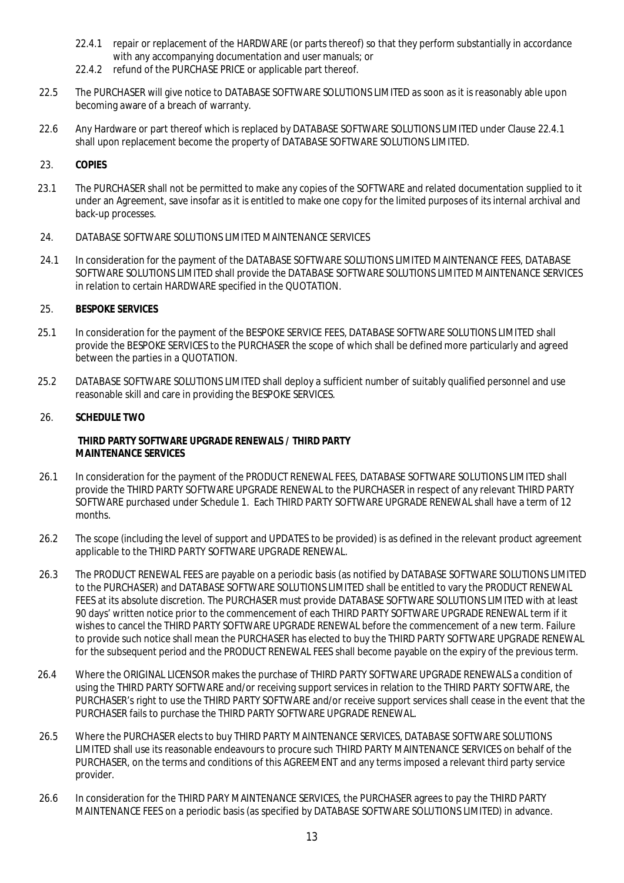22.4.1 repair or replacement of the HARDWARE (or parts thereof) so that they perform substantially in accordance with any accompanying documentation and user manuals; or

22.4.2 refund of the PURCHASE PRICE or applicable part thereof.

22.5 The PURCHASER will give notice to DATABASE SOFTWARE SOLUTIONS LIMITED as soon as it is reasonably able upon becoming aware of a breach of warranty.

22.6 Any Hardware or part thereof which is replaced by DATABASE SOFTWARE SOLUTIONS LIMITED under Clause 22.4.1 shall upon replacement become the property of DATABASE SOFTWARE SOLUTIONS LIMITED.

23. **COPIES**

23.1 The PURCHASER shall not be permitted to make any copies of the SOFTWARE and related documentation supplied to it under an Agreement, save insofar as it is entitled to make one copy for the limited purposes of its internal archival and back-up processes.

24. DATABASE SOFTWARE SOLUTIONS LIMITED MAINTENANCE SERVICES

24.1 In consideration for the payment of the DATABASE SOFTWARE SOLUTIONS LIMITED MAINTENANCE FEES, DATABASE SOFTWARE SOLUTIONS LIMITED shall provide the DATABASE SOFTWARE SOLUTIONS LIMITED MAINTENANCE SERVICES in relation to certain HARDWARE specified in the QUOTATION.

25. **BESPOKE SERVICES**

25.1 In consideration for the payment of the BESPOKE SERVICE FEES, DATABASE SOFTWARE SOLUTIONS LIMITED shall provide the BESPOKE SERVICES to the PURCHASER the scope of which shall be defined more particularly and agreed between the parties in a QUOTATION.

25.2 DATABASE SOFTWARE SOLUTIONS LIMITED shall deploy a sufficient number of suitably qualified personnel and use reasonable skill and care in providing the BESPOKE SERVICES.

26. **SCHEDULE TWO**

**THIRD PARTY SOFTWARE UPGRADE RENEWALS / THIRD PARTY MAINTENANCE SERVICES**

26.1 In consideration for the payment of the PRODUCT RENEWAL FEES, DATABASE SOFTWARE SOLUTIONS LIMITED shall provide the THIRD PARTY SOFTWARE UPGRADE RENEWAL to the PURCHASER in respect of any relevant THIRD PARTY SOFTWARE purchased under Schedule 1. Each THIRD PARTY SOFTWARE UPGRADE RENEWAL shall have a term of 12 months.

26.2 The scope (including the level of support and UPDATES to be provided) is as defined in the relevant product agreement applicable to the THIRD PARTY SOFTWARE UPGRADE RENEWAL.

26.3 The PRODUCT RENEWAL FEES are payable on a periodic basis (as notified by DATABASE SOFTWARE SOLUTIONS LIMITED to the PURCHASER) and DATABASE SOFTWARE SOLUTIONS LIMITED shall be entitled to vary the PRODUCT RENEWAL FEES at its absolute discretion. The PURCHASER must provide DATABASE SOFTWARE SOLUTIONS LIMITED with at least 90 days' written notice prior to the commencement of each THIRD PARTY SOFTWARE UPGRADE RENEWAL term if it wishes to cancel the THIRD PARTY SOFTWARE UPGRADE RENEWAL before the commencement of a new term. Failure to provide such notice shall mean the PURCHASER has elected to buy the THIRD PARTY SOFTWARE UPGRADE RENEWAL for the subsequent period and the PRODUCT RENEWAL FEES shall become payable on the expiry of the previous term.

26.4 Where the ORIGINAL LICENSOR makes the purchase of THIRD PARTY SOFTWARE UPGRADE RENEWALS a condition of using the THIRD PARTY SOFTWARE and/or receiving support services in relation to the THIRD PARTY SOFTWARE, the PURCHASER's right to use the THIRD PARTY SOFTWARE and/or receive support services shall cease in the event that the PURCHASER fails to purchase the THIRD PARTY SOFTWARE UPGRADE RENEWAL.

26.5 Where the PURCHASER elects to buy THIRD PARTY MAINTENANCE SERVICES, DATABASE SOFTWARE SOLUTIONS LIMITED shall use its reasonable endeavours to procure such THIRD PARTY MAINTENANCE SERVICES on behalf of the PURCHASER, on the terms and conditions of this AGREEMENT and any terms imposed a relevant third party service provider.

26.6 In consideration for the THIRD PARY MAINTENANCE SERVICES, the PURCHASER agrees to pay the THIRD PARTY MAINTENANCE FEES on a periodic basis (as specified by DATABASE SOFTWARE SOLUTIONS LIMITED) in advance.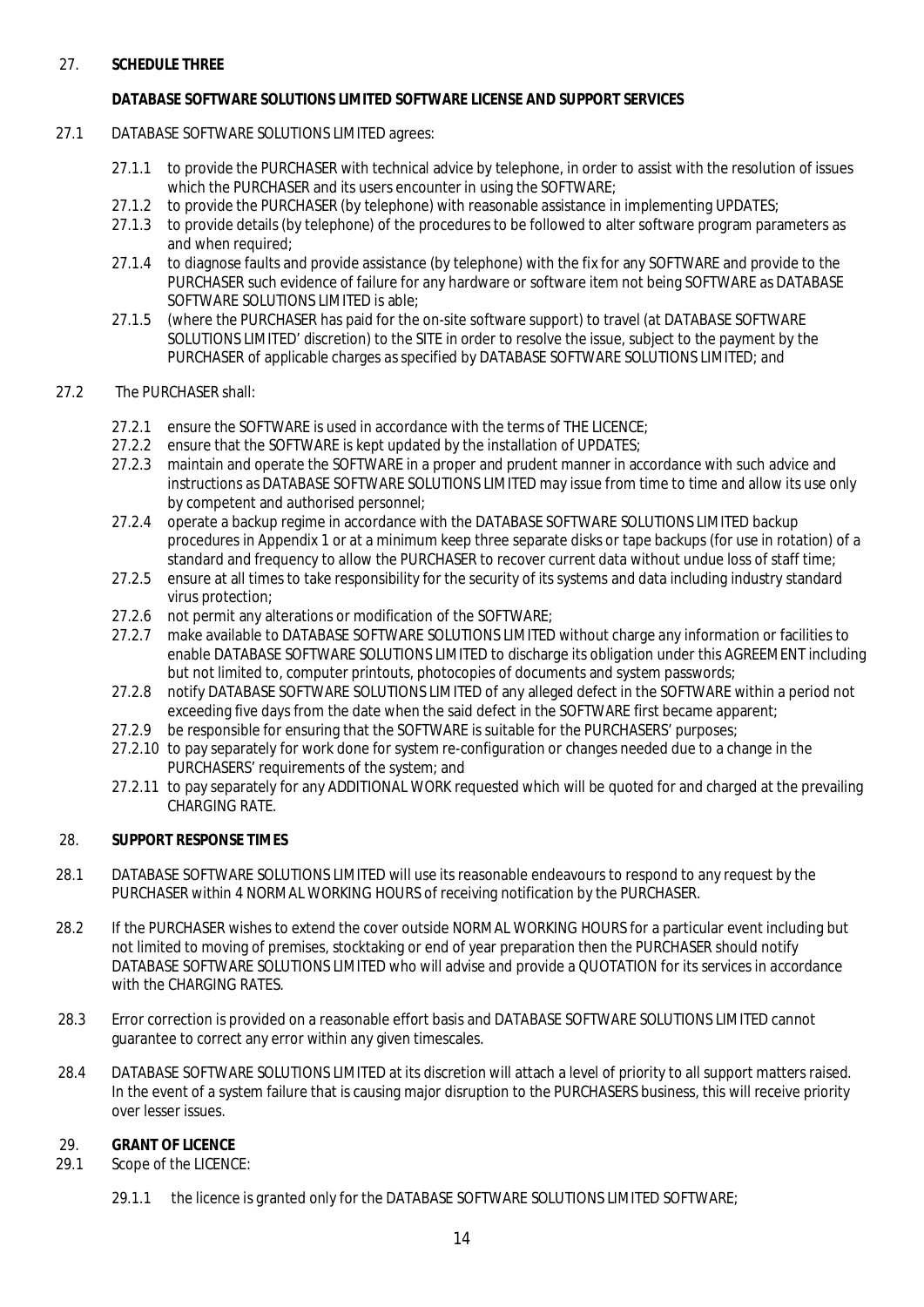## 27. SCHEDULE THREE

**DATABASE SOFTWARE SOLUTIONS LIMITED SOFTWARE LICENSE AND SUPPORT SERVICES**

27.1 DATABASE SOFTWARE SOLUTIONS LIMITED agrees:

- 27.1.1 to provide the PURCHASER with technical advice by telephone, in order to assist with the resolution of issues which the PURCHASER and its users encounter in using the SOFTWARE;
- 27.1.2 to provide the PURCHASER (by telephone) with reasonable assistance in implementing UPDATES;
- 27.1.3 to provide details (by telephone) of the procedures to be followed to alter software program parameters as and when required;
- 27.1.4 to diagnose faults and provide assistance (by telephone) with the fix for any SOFTWARE and provide to the PURCHASER such evidence of failure for any hardware or software item not being SOFTWARE as DATABASE SOFTWARE SOLUTIONS LIMITED is able;
- 27.1.5 (where the PURCHASER has paid for the on-site software support) to travel (at DATABASE SOFTWARE SOLUTIONS LIMITED' discretion) to the SITE in order to resolve the issue, subject to the payment by the PURCHASER of applicable charges as specified by DATABASE SOFTWARE SOLUTIONS LIMITED; and

27.2 The PURCHASER shall:

- 27.2.1 ensure the SOFTWARE is used in accordance with the terms of THE LICENCE;
- 27.2.2 ensure that the SOFTWARE is kept updated by the installation of UPDATES;
- 27.2.3 maintain and operate the SOFTWARE in a proper and prudent manner in accordance with such advice and instructions as DATABASE SOFTWARE SOLUTIONS LIMITED may issue from time to time and allow its use only by competent and authorised personnel;
- 27.2.4 operate a backup regime in accordance with the DATABASE SOFTWARE SOLUTIONS LIMITED backup procedures in Appendix 1 or at a minimum keep three separate disks or tape backups (for use in rotation) of a standard and frequency to allow the PURCHASER to recover current data without undue loss of staff time;
- 27.2.5 ensure at all times to take responsibility for the security of its systems and data including industry standard virus protection;
- 27.2.6 not permit any alterations or modification of the SOFTWARE;
- 27.2.7 make available to DATABASE SOFTWARE SOLUTIONS LIMITED without charge any information or facilities to enable DATABASE SOFTWARE SOLUTIONS LIMITED to discharge its obligation under this AGREEMENT including but not limited to, computer printouts, photocopies of documents and system passwords;
- 27.2.8 notify DATABASE SOFTWARE SOLUTIONS LIMITED of any alleged defect in the SOFTWARE within a period not exceeding five days from the date when the said defect in the SOFTWARE first became apparent;
- 27.2.9 be responsible for ensuring that the SOFTWARE is suitable for the PURCHASERS' purposes;
- 27.2.10 to pay separately for work done for system re-configuration or changes needed due to a change in the PURCHASERS' requirements of the system; and
- 27.2.11 to pay separately for any ADDITIONAL WORK requested which will be quoted for and charged at the prevailing CHARGING RATE.

## 28. SUPPORT RESPONSE TIMES

28.1 DATABASE SOFTWARE SOLUTIONS LIMITED will use its reasonable endeavours to respond to any request by the PURCHASER within 4 NORMAL WORKING HOURS of receiving notification by the PURCHASER.

28.2 If the PURCHASER wishes to extend the cover outside NORMAL WORKING HOURS for a particular event including but not limited to moving of premises, stocktaking or end of year preparation then the PURCHASER should notify DATABASE SOFTWARE SOLUTIONS LIMITED who will advise and provide a QUOTATION for its services in accordance with the CHARGING RATES.

28.3 Error correction is provided on a reasonable effort basis and DATABASE SOFTWARE SOLUTIONS LIMITED cannot guarantee to correct any error within any given timescales.

28.4 DATABASE SOFTWARE SOLUTIONS LIMITED at its discretion will attach a level of priority to all support matters raised. In the event of a system failure that is causing major disruption to the PURCHASERS business, this will receive priority over lesser issues.

## 29. GRANT OF LICENCE

29.1 Scope of the LICENCE:

- 29.1.1 the licence is granted only for the DATABASE SOFTWARE SOLUTIONS LIMITED SOFTWARE;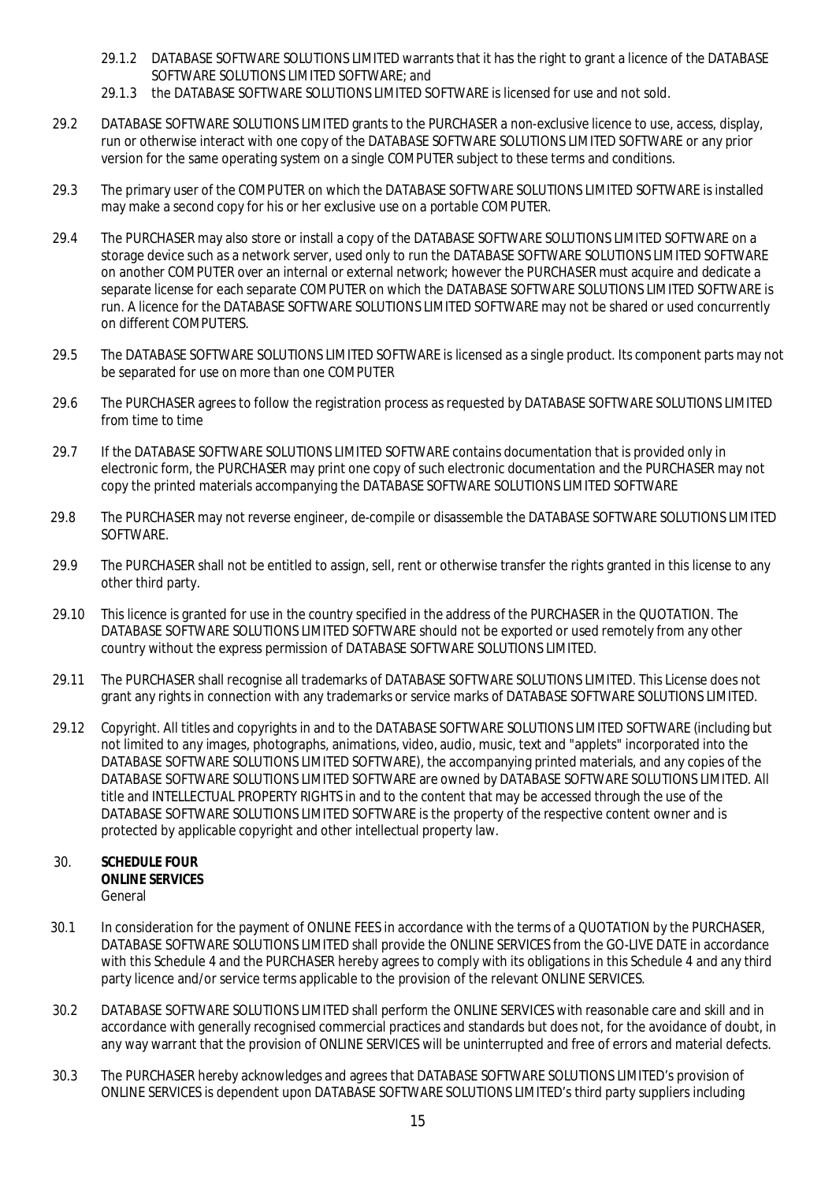29.1.2 DATABASE SOFTWARE SOLUTIONS LIMITED warrants that it has the right to grant a licence of the DATABASE SOFTWARE SOLUTIONS LIMITED SOFTWARE; and

29.1.3 the DATABASE SOFTWARE SOLUTIONS LIMITED SOFTWARE is licensed for use and not sold.

29.2 DATABASE SOFTWARE SOLUTIONS LIMITED grants to the PURCHASER a non-exclusive licence to use, access, display, run or otherwise interact with one copy of the DATABASE SOFTWARE SOLUTIONS LIMITED SOFTWARE or any prior version for the same operating system on a single COMPUTER subject to these terms and conditions.

29.3 The primary user of the COMPUTER on which the DATABASE SOFTWARE SOLUTIONS LIMITED SOFTWARE is installed may make a second copy for his or her exclusive use on a portable COMPUTER.

29.4 The PURCHASER may also store or install a copy of the DATABASE SOFTWARE SOLUTIONS LIMITED SOFTWARE on a storage device such as a network server, used only to run the DATABASE SOFTWARE SOLUTIONS LIMITED SOFTWARE on another COMPUTER over an internal or external network; however the PURCHASER must acquire and dedicate a separate license for each separate COMPUTER on which the DATABASE SOFTWARE SOLUTIONS LIMITED SOFTWARE is run. A licence for the DATABASE SOFTWARE SOLUTIONS LIMITED SOFTWARE may not be shared or used concurrently on different COMPUTERS.

29.5 The DATABASE SOFTWARE SOLUTIONS LIMITED SOFTWARE is licensed as a single product. Its component parts may not be separated for use on more than one COMPUTER

29.6 The PURCHASER agrees to follow the registration process as requested by DATABASE SOFTWARE SOLUTIONS LIMITED from time to time

29.7 If the DATABASE SOFTWARE SOLUTIONS LIMITED SOFTWARE contains documentation that is provided only in electronic form, the PURCHASER may print one copy of such electronic documentation and the PURCHASER may not copy the printed materials accompanying the DATABASE SOFTWARE SOLUTIONS LIMITED SOFTWARE

29.8 The PURCHASER may not reverse engineer, de-compile or disassemble the DATABASE SOFTWARE SOLUTIONS LIMITED SOFTWARE.

29.9 The PURCHASER shall not be entitled to assign, sell, rent or otherwise transfer the rights granted in this license to any other third party.

29.10 This licence is granted for use in the country specified in the address of the PURCHASER in the QUOTATION. The DATABASE SOFTWARE SOLUTIONS LIMITED SOFTWARE should not be exported or used remotely from any other country without the express permission of DATABASE SOFTWARE SOLUTIONS LIMITED.

29.11 The PURCHASER shall recognise all trademarks of DATABASE SOFTWARE SOLUTIONS LIMITED. This License does not grant any rights in connection with any trademarks or service marks of DATABASE SOFTWARE SOLUTIONS LIMITED.

29.12 Copyright. All titles and copyrights in and to the DATABASE SOFTWARE SOLUTIONS LIMITED SOFTWARE (including but not limited to any images, photographs, animations, video, audio, music, text and "applets" incorporated into the DATABASE SOFTWARE SOLUTIONS LIMITED SOFTWARE), the accompanying printed materials, and any copies of the DATABASE SOFTWARE SOLUTIONS LIMITED SOFTWARE are owned by DATABASE SOFTWARE SOLUTIONS LIMITED. All title and INTELLECTUAL PROPERTY RIGHTS in and to the content that may be accessed through the use of the DATABASE SOFTWARE SOLUTIONS LIMITED SOFTWARE is the property of the respective content owner and is protected by applicable copyright and other intellectual property law.

## 30. SCHEDULE FOUR
**ONLINE SERVICES**

General

30.1 In consideration for the payment of ONLINE FEES in accordance with the terms of a QUOTATION by the PURCHASER, DATABASE SOFTWARE SOLUTIONS LIMITED shall provide the ONLINE SERVICES from the GO-LIVE DATE in accordance with this Schedule 4 and the PURCHASER hereby agrees to comply with its obligations in this Schedule 4 and any third party licence and/or service terms applicable to the provision of the relevant ONLINE SERVICES.

30.2 DATABASE SOFTWARE SOLUTIONS LIMITED shall perform the ONLINE SERVICES with reasonable care and skill and in accordance with generally recognised commercial practices and standards but does not, for the avoidance of doubt, in any way warrant that the provision of ONLINE SERVICES will be uninterrupted and free of errors and material defects.

30.3 The PURCHASER hereby acknowledges and agrees that DATABASE SOFTWARE SOLUTIONS LIMITED's provision of ONLINE SERVICES is dependent upon DATABASE SOFTWARE SOLUTIONS LIMITED's third party suppliers including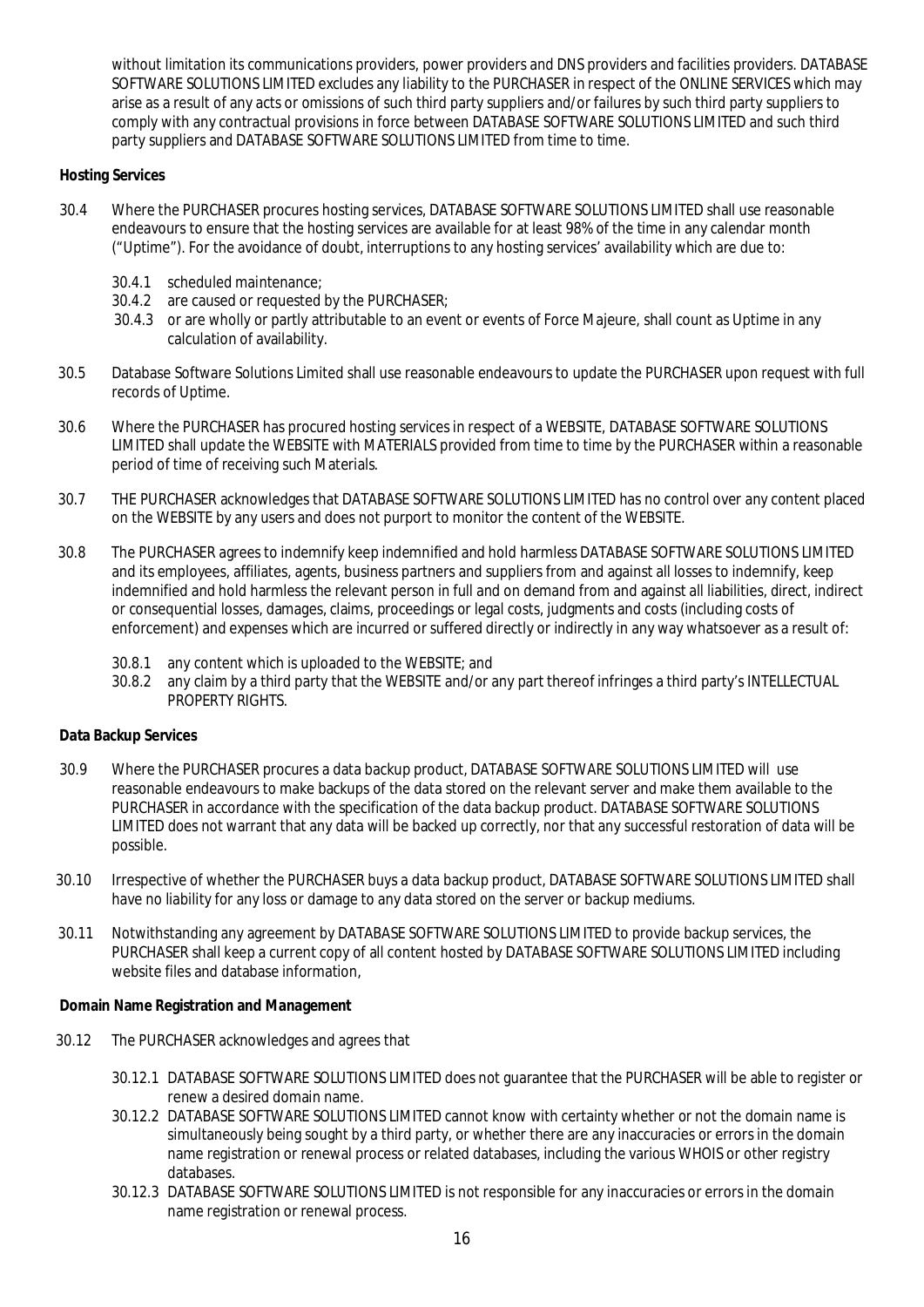without limitation its communications providers, power providers and DNS providers and facilities providers. DATABASE SOFTWARE SOLUTIONS LIMITED excludes any liability to the PURCHASER in respect of the ONLINE SERVICES which may arise as a result of any acts or omissions of such third party suppliers and/or failures by such third party suppliers to comply with any contractual provisions in force between DATABASE SOFTWARE SOLUTIONS LIMITED and such third party suppliers and DATABASE SOFTWARE SOLUTIONS LIMITED from time to time.

**Hosting Services**

30.4 Where the PURCHASER procures hosting services, DATABASE SOFTWARE SOLUTIONS LIMITED shall use reasonable endeavours to ensure that the hosting services are available for at least 98% of the time in any calendar month ("Uptime"). For the avoidance of doubt, interruptions to any hosting services' availability which are due to:

- 30.4.1 scheduled maintenance;
- 30.4.2 are caused or requested by the PURCHASER;
- 30.4.3 or are wholly or partly attributable to an event or events of Force Majeure, shall count as Uptime in any calculation of availability.

30.5 Database Software Solutions Limited shall use reasonable endeavours to update the PURCHASER upon request with full records of Uptime.

30.6 Where the PURCHASER has procured hosting services in respect of a WEBSITE, DATABASE SOFTWARE SOLUTIONS LIMITED shall update the WEBSITE with MATERIALS provided from time to time by the PURCHASER within a reasonable period of time of receiving such Materials.

30.7 THE PURCHASER acknowledges that DATABASE SOFTWARE SOLUTIONS LIMITED has no control over any content placed on the WEBSITE by any users and does not purport to monitor the content of the WEBSITE.

30.8 The PURCHASER agrees to indemnify keep indemnified and hold harmless DATABASE SOFTWARE SOLUTIONS LIMITED and its employees, affiliates, agents, business partners and suppliers from and against all losses to indemnify, keep indemnified and hold harmless the relevant person in full and on demand from and against all liabilities, direct, indirect or consequential losses, damages, claims, proceedings or legal costs, judgments and costs (including costs of enforcement) and expenses which are incurred or suffered directly or indirectly in any way whatsoever as a result of:

- 30.8.1 any content which is uploaded to the WEBSITE; and
- 30.8.2 any claim by a third party that the WEBSITE and/or any part thereof infringes a third party's INTELLECTUAL PROPERTY RIGHTS.

**Data Backup Services**

30.9 Where the PURCHASER procures a data backup product, DATABASE SOFTWARE SOLUTIONS LIMITED will use reasonable endeavours to make backups of the data stored on the relevant server and make them available to the PURCHASER in accordance with the specification of the data backup product. DATABASE SOFTWARE SOLUTIONS LIMITED does not warrant that any data will be backed up correctly, nor that any successful restoration of data will be possible.

30.10 Irrespective of whether the PURCHASER buys a data backup product, DATABASE SOFTWARE SOLUTIONS LIMITED shall have no liability for any loss or damage to any data stored on the server or backup mediums.

30.11 Notwithstanding any agreement by DATABASE SOFTWARE SOLUTIONS LIMITED to provide backup services, the PURCHASER shall keep a current copy of all content hosted by DATABASE SOFTWARE SOLUTIONS LIMITED including website files and database information,

**Domain Name Registration and Management**

30.12 The PURCHASER acknowledges and agrees that

- 30.12.1 DATABASE SOFTWARE SOLUTIONS LIMITED does not guarantee that the PURCHASER will be able to register or renew a desired domain name.
- 30.12.2 DATABASE SOFTWARE SOLUTIONS LIMITED cannot know with certainty whether or not the domain name is simultaneously being sought by a third party, or whether there are any inaccuracies or errors in the domain name registration or renewal process or related databases, including the various WHOIS or other registry databases.
- 30.12.3 DATABASE SOFTWARE SOLUTIONS LIMITED is not responsible for any inaccuracies or errors in the domain name registration or renewal process.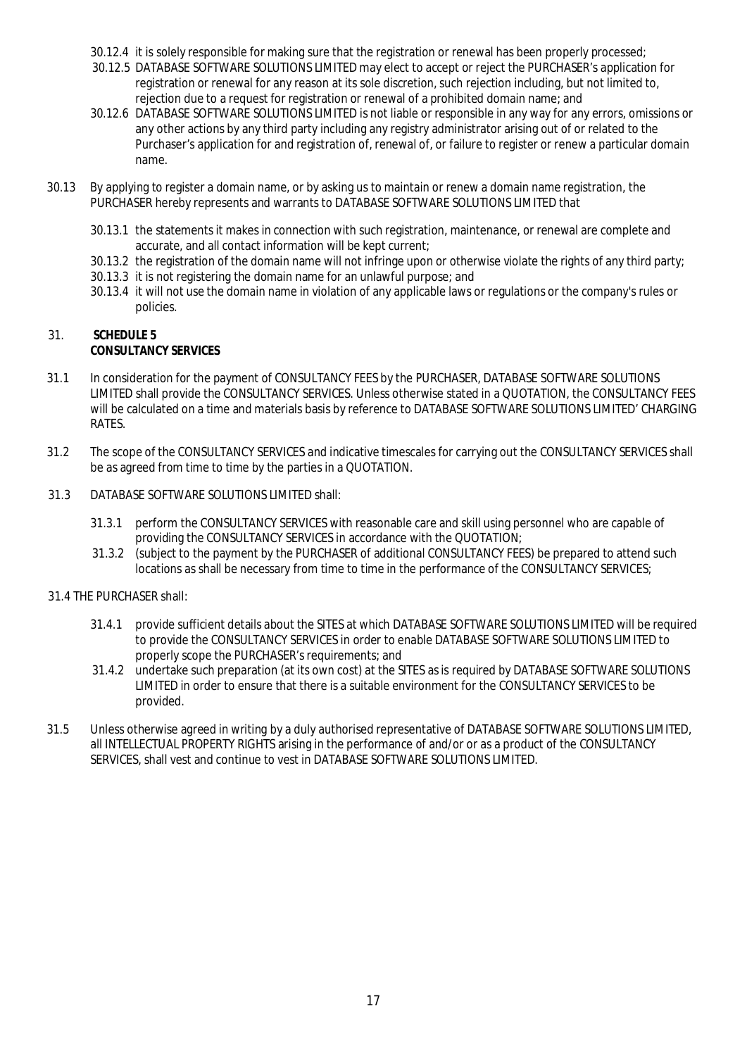30.12.4 it is solely responsible for making sure that the registration or renewal has been properly processed;

30.12.5 DATABASE SOFTWARE SOLUTIONS LIMITED may elect to accept or reject the PURCHASER's application for registration or renewal for any reason at its sole discretion, such rejection including, but not limited to, rejection due to a request for registration or renewal of a prohibited domain name; and

30.12.6 DATABASE SOFTWARE SOLUTIONS LIMITED is not liable or responsible in any way for any errors, omissions or any other actions by any third party including any registry administrator arising out of or related to the Purchaser's application for and registration of, renewal of, or failure to register or renew a particular domain name.

30.13 By applying to register a domain name, or by asking us to maintain or renew a domain name registration, the PURCHASER hereby represents and warrants to DATABASE SOFTWARE SOLUTIONS LIMITED that

30.13.1 the statements it makes in connection with such registration, maintenance, or renewal are complete and accurate, and all contact information will be kept current;

30.13.2 the registration of the domain name will not infringe upon or otherwise violate the rights of any third party;

30.13.3 it is not registering the domain name for an unlawful purpose; and

30.13.4 it will not use the domain name in violation of any applicable laws or regulations or the company's rules or policies.

## 31. SCHEDULE 5
## CONSULTANCY SERVICES

31.1 In consideration for the payment of CONSULTANCY FEES by the PURCHASER, DATABASE SOFTWARE SOLUTIONS LIMITED shall provide the CONSULTANCY SERVICES. Unless otherwise stated in a QUOTATION, the CONSULTANCY FEES will be calculated on a time and materials basis by reference to DATABASE SOFTWARE SOLUTIONS LIMITED' CHARGING RATES.

31.2 The scope of the CONSULTANCY SERVICES and indicative timescales for carrying out the CONSULTANCY SERVICES shall be as agreed from time to time by the parties in a QUOTATION.

31.3 DATABASE SOFTWARE SOLUTIONS LIMITED shall:

31.3.1 perform the CONSULTANCY SERVICES with reasonable care and skill using personnel who are capable of providing the CONSULTANCY SERVICES in accordance with the QUOTATION;

31.3.2 (subject to the payment by the PURCHASER of additional CONSULTANCY FEES) be prepared to attend such locations as shall be necessary from time to time in the performance of the CONSULTANCY SERVICES;

31.4 THE PURCHASER shall:

31.4.1 provide sufficient details about the SITES at which DATABASE SOFTWARE SOLUTIONS LIMITED will be required to provide the CONSULTANCY SERVICES in order to enable DATABASE SOFTWARE SOLUTIONS LIMITED to properly scope the PURCHASER's requirements; and

31.4.2 undertake such preparation (at its own cost) at the SITES as is required by DATABASE SOFTWARE SOLUTIONS LIMITED in order to ensure that there is a suitable environment for the CONSULTANCY SERVICES to be provided.

31.5 Unless otherwise agreed in writing by a duly authorised representative of DATABASE SOFTWARE SOLUTIONS LIMITED, all INTELLECTUAL PROPERTY RIGHTS arising in the performance of and/or or as a product of the CONSULTANCY SERVICES, shall vest and continue to vest in DATABASE SOFTWARE SOLUTIONS LIMITED.